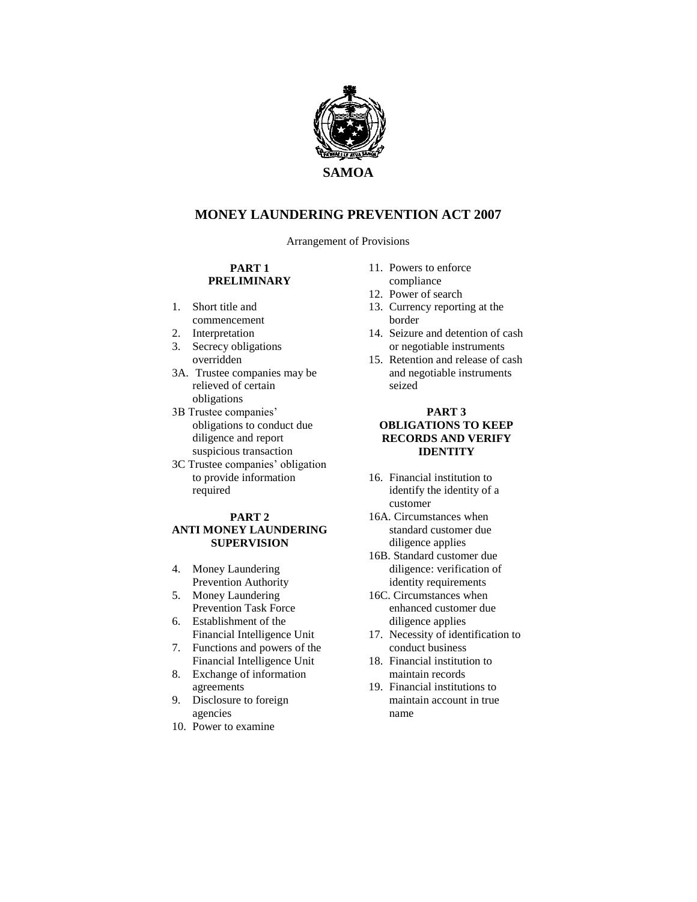**SAMOA**

# MONEY LAUNDERING PREVENTION ACT 2007

Arrangement of Provisions

**PART 1**
**PRELIMINARY**

1. Short title and commencement
2. Interpretation
3. Secrecy obligations overridden
3A. Trustee companies may be relieved of certain obligations
3B Trustee companies' obligations to conduct due diligence and report suspicious transaction
3C Trustee companies' obligation to provide information required

**PART 2**
**ANTI MONEY LAUNDERING SUPERVISION**

4. Money Laundering Prevention Authority
5. Money Laundering Prevention Task Force
6. Establishment of the Financial Intelligence Unit
7. Functions and powers of the Financial Intelligence Unit
8. Exchange of information agreements
9. Disclosure to foreign agencies
10. Power to examine
11. Powers to enforce compliance
12. Power of search
13. Currency reporting at the border
14. Seizure and detention of cash or negotiable instruments
15. Retention and release of cash and negotiable instruments seized

**PART 3**
**OBLIGATIONS TO KEEP RECORDS AND VERIFY IDENTITY**

16. Financial institution to identify the identity of a customer
16A. Circumstances when standard customer due diligence applies
16B. Standard customer due diligence: verification of identity requirements
16C. Circumstances when enhanced customer due diligence applies
17. Necessity of identification to conduct business
18. Financial institution to maintain records
19. Financial institutions to maintain account in true name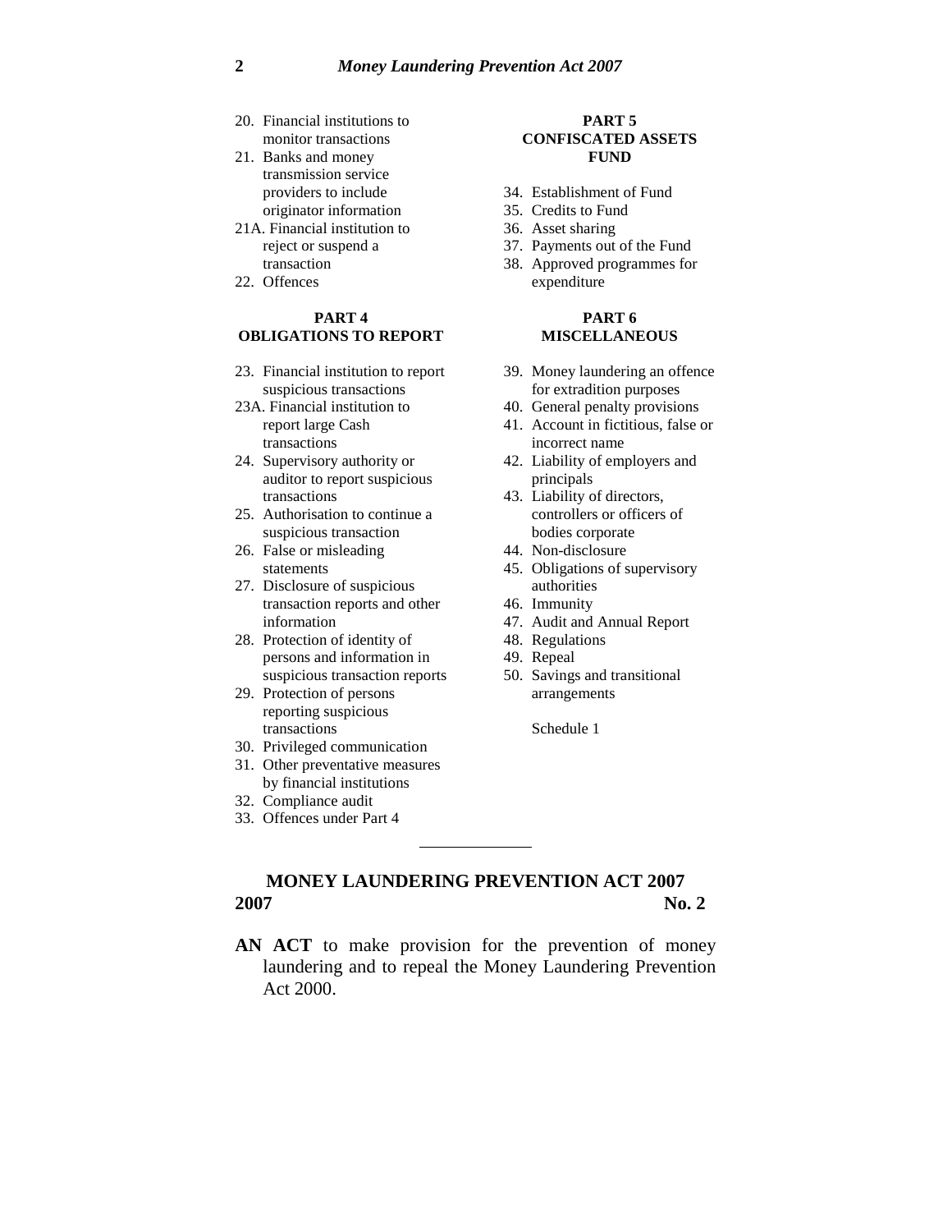20. Financial institutions to monitor transactions
21. Banks and money transmission service providers to include originator information
21A. Financial institution to reject or suspend a transaction
22. Offences

**PART 4**
**OBLIGATIONS TO REPORT**

23. Financial institution to report suspicious transactions
23A. Financial institution to report large Cash transactions
24. Supervisory authority or auditor to report suspicious transactions
25. Authorisation to continue a suspicious transaction
26. False or misleading statements
27. Disclosure of suspicious transaction reports and other information
28. Protection of identity of persons and information in suspicious transaction reports
29. Protection of persons reporting suspicious transactions
30. Privileged communication
31. Other preventative measures by financial institutions
32. Compliance audit
33. Offences under Part 4

**PART 5**
**CONFISCATED ASSETS FUND**

34. Establishment of Fund
35. Credits to Fund
36. Asset sharing
37. Payments out of the Fund
38. Approved programmes for expenditure

**PART 6**
**MISCELLANEOUS**

39. Money laundering an offence for extradition purposes
40. General penalty provisions
41. Account in fictitious, false or incorrect name
42. Liability of employers and principals
43. Liability of directors, controllers or officers of bodies corporate
44. Non-disclosure
45. Obligations of supervisory authorities
46. Immunity
47. Audit and Annual Report
48. Regulations
49. Repeal
50. Savings and transitional arrangements

Schedule 1

---

**MONEY LAUNDERING PREVENTION ACT 2007**

**2007** **No. 2**

**AN ACT** to make provision for the prevention of money laundering and to repeal the Money Laundering Prevention Act 2000.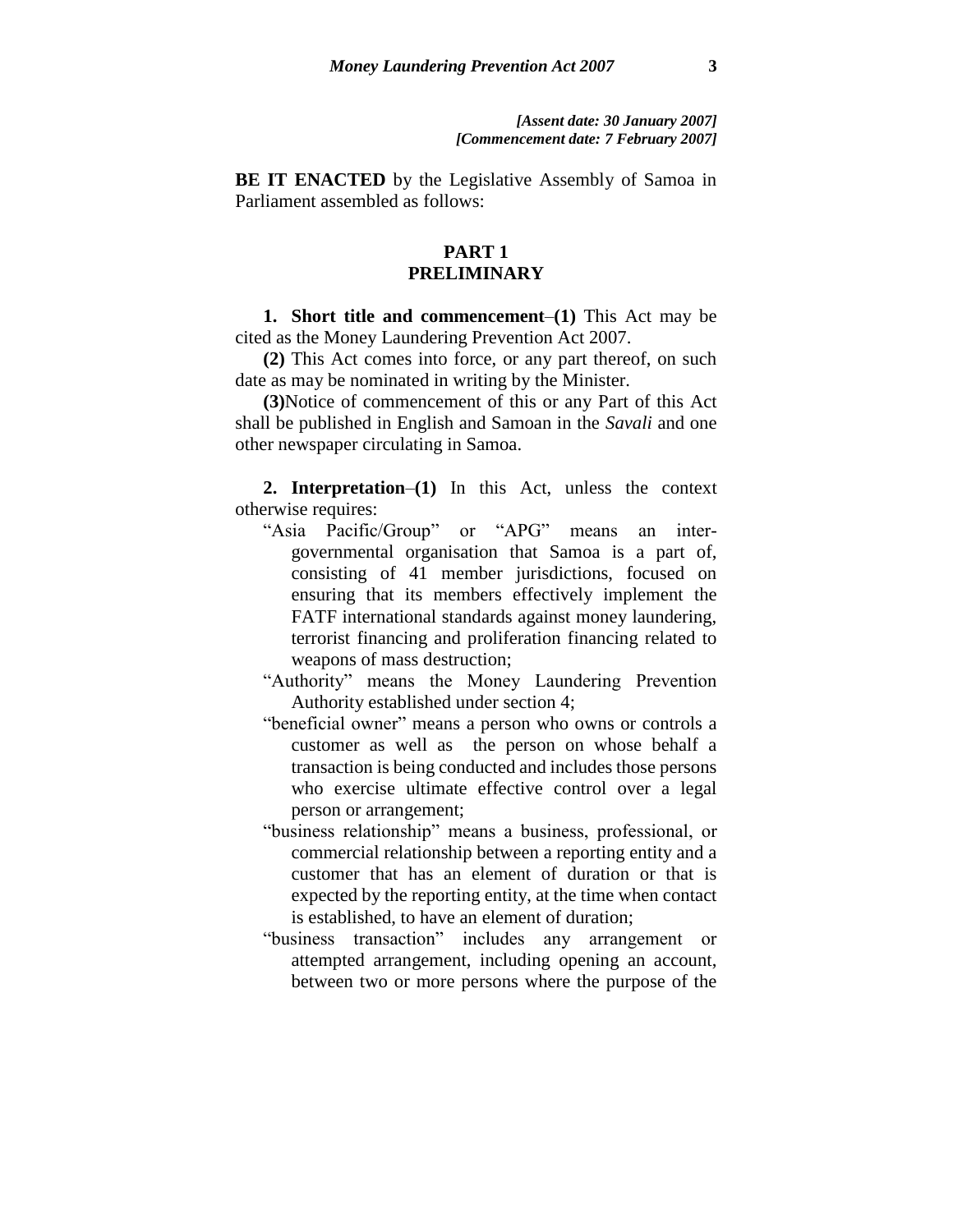*[Assent date: 30 January 2007]*
*[Commencement date: 7 February 2007]*

**BE IT ENACTED** by the Legislative Assembly of Samoa in Parliament assembled as follows:

## PART 1
## PRELIMINARY

**1. Short title and commencement**–**(1)** This Act may be cited as the Money Laundering Prevention Act 2007.

**(2)** This Act comes into force, or any part thereof, on such date as may be nominated in writing by the Minister.

**(3)**Notice of commencement of this or any Part of this Act shall be published in English and Samoan in the *Savali* and one other newspaper circulating in Samoa.

**2. Interpretation**–**(1)** In this Act, unless the context otherwise requires:

"Asia Pacific/Group" or "APG" means an inter-governmental organisation that Samoa is a part of, consisting of 41 member jurisdictions, focused on ensuring that its members effectively implement the FATF international standards against money laundering, terrorist financing and proliferation financing related to weapons of mass destruction;

"Authority" means the Money Laundering Prevention Authority established under section 4;

"beneficial owner" means a person who owns or controls a customer as well as the person on whose behalf a transaction is being conducted and includes those persons who exercise ultimate effective control over a legal person or arrangement;

"business relationship" means a business, professional, or commercial relationship between a reporting entity and a customer that has an element of duration or that is expected by the reporting entity, at the time when contact is established, to have an element of duration;

"business transaction" includes any arrangement or attempted arrangement, including opening an account, between two or more persons where the purpose of the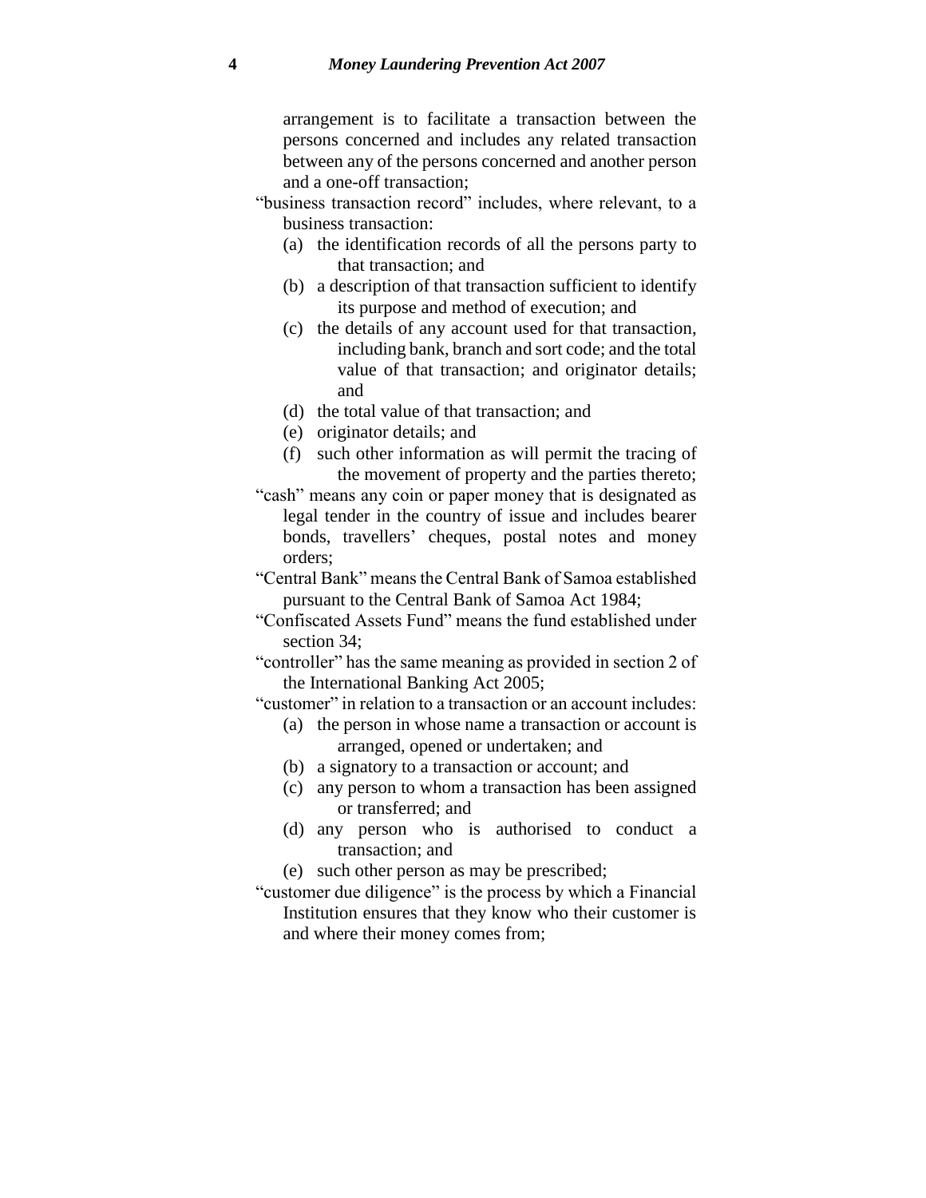arrangement is to facilitate a transaction between the persons concerned and includes any related transaction between any of the persons concerned and another person and a one-off transaction;

"business transaction record" includes, where relevant, to a business transaction:

(a) the identification records of all the persons party to that transaction; and

(b) a description of that transaction sufficient to identify its purpose and method of execution; and

(c) the details of any account used for that transaction, including bank, branch and sort code; and the total value of that transaction; and originator details; and

(d) the total value of that transaction; and

(e) originator details; and

(f) such other information as will permit the tracing of the movement of property and the parties thereto;

"cash" means any coin or paper money that is designated as legal tender in the country of issue and includes bearer bonds, travellers' cheques, postal notes and money orders;

"Central Bank" means the Central Bank of Samoa established pursuant to the Central Bank of Samoa Act 1984;

"Confiscated Assets Fund" means the fund established under section 34;

"controller" has the same meaning as provided in section 2 of the International Banking Act 2005;

"customer" in relation to a transaction or an account includes:

(a) the person in whose name a transaction or account is arranged, opened or undertaken; and

(b) a signatory to a transaction or account; and

(c) any person to whom a transaction has been assigned or transferred; and

(d) any person who is authorised to conduct a transaction; and

(e) such other person as may be prescribed;

"customer due diligence" is the process by which a Financial Institution ensures that they know who their customer is and where their money comes from;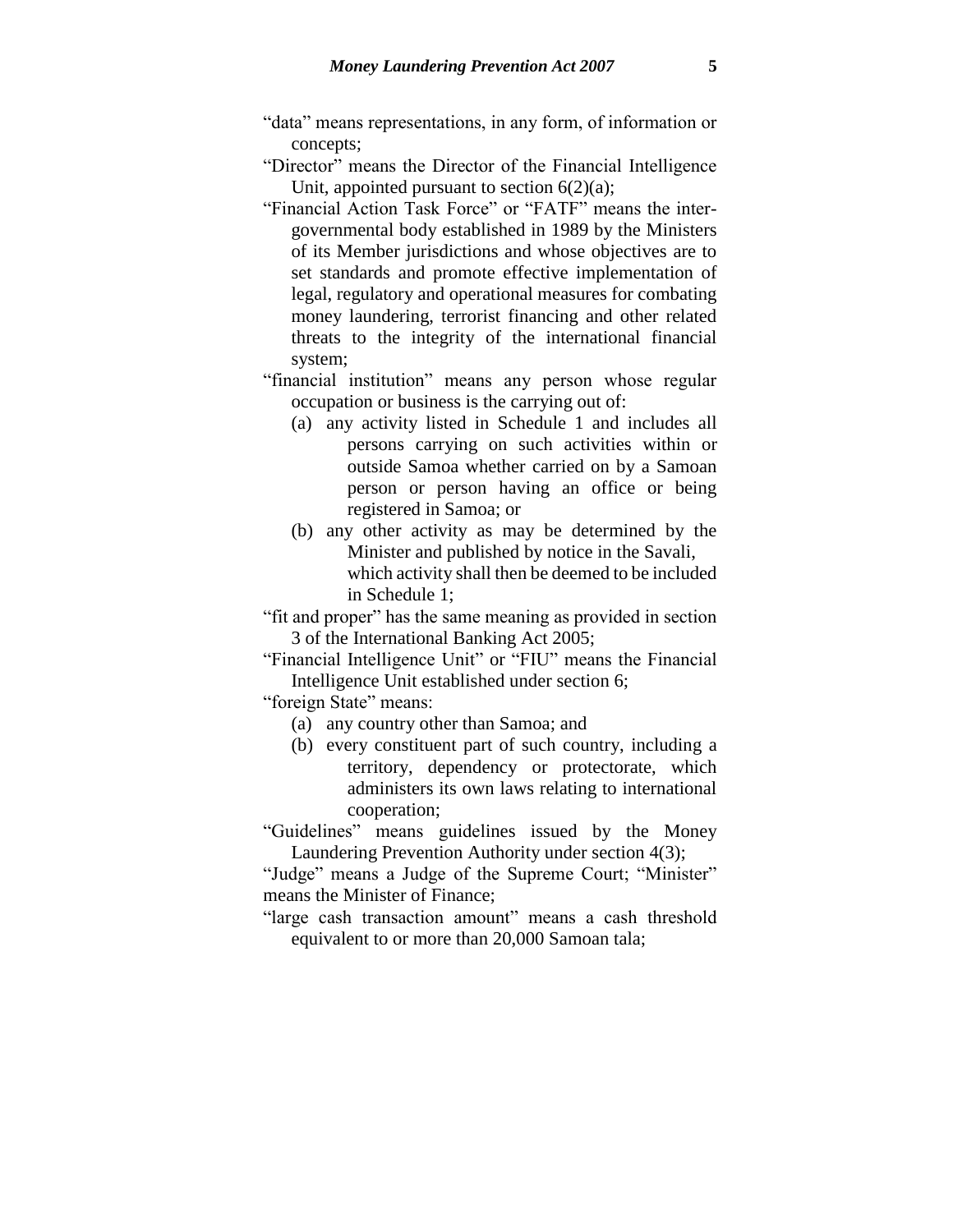"data" means representations, in any form, of information or concepts;

"Director" means the Director of the Financial Intelligence Unit, appointed pursuant to section 6(2)(a);

"Financial Action Task Force" or "FATF" means the inter-governmental body established in 1989 by the Ministers of its Member jurisdictions and whose objectives are to set standards and promote effective implementation of legal, regulatory and operational measures for combating money laundering, terrorist financing and other related threats to the integrity of the international financial system;

"financial institution" means any person whose regular occupation or business is the carrying out of:

- (a) any activity listed in Schedule 1 and includes all persons carrying on such activities within or outside Samoa whether carried on by a Samoan person or person having an office or being registered in Samoa; or
- (b) any other activity as may be determined by the Minister and published by notice in the Savali, which activity shall then be deemed to be included in Schedule 1;

"fit and proper" has the same meaning as provided in section 3 of the International Banking Act 2005;

"Financial Intelligence Unit" or "FIU" means the Financial Intelligence Unit established under section 6;

"foreign State" means:

- (a) any country other than Samoa; and
- (b) every constituent part of such country, including a territory, dependency or protectorate, which administers its own laws relating to international cooperation;

"Guidelines" means guidelines issued by the Money Laundering Prevention Authority under section 4(3);

"Judge" means a Judge of the Supreme Court; "Minister" means the Minister of Finance;

"large cash transaction amount" means a cash threshold equivalent to or more than 20,000 Samoan tala;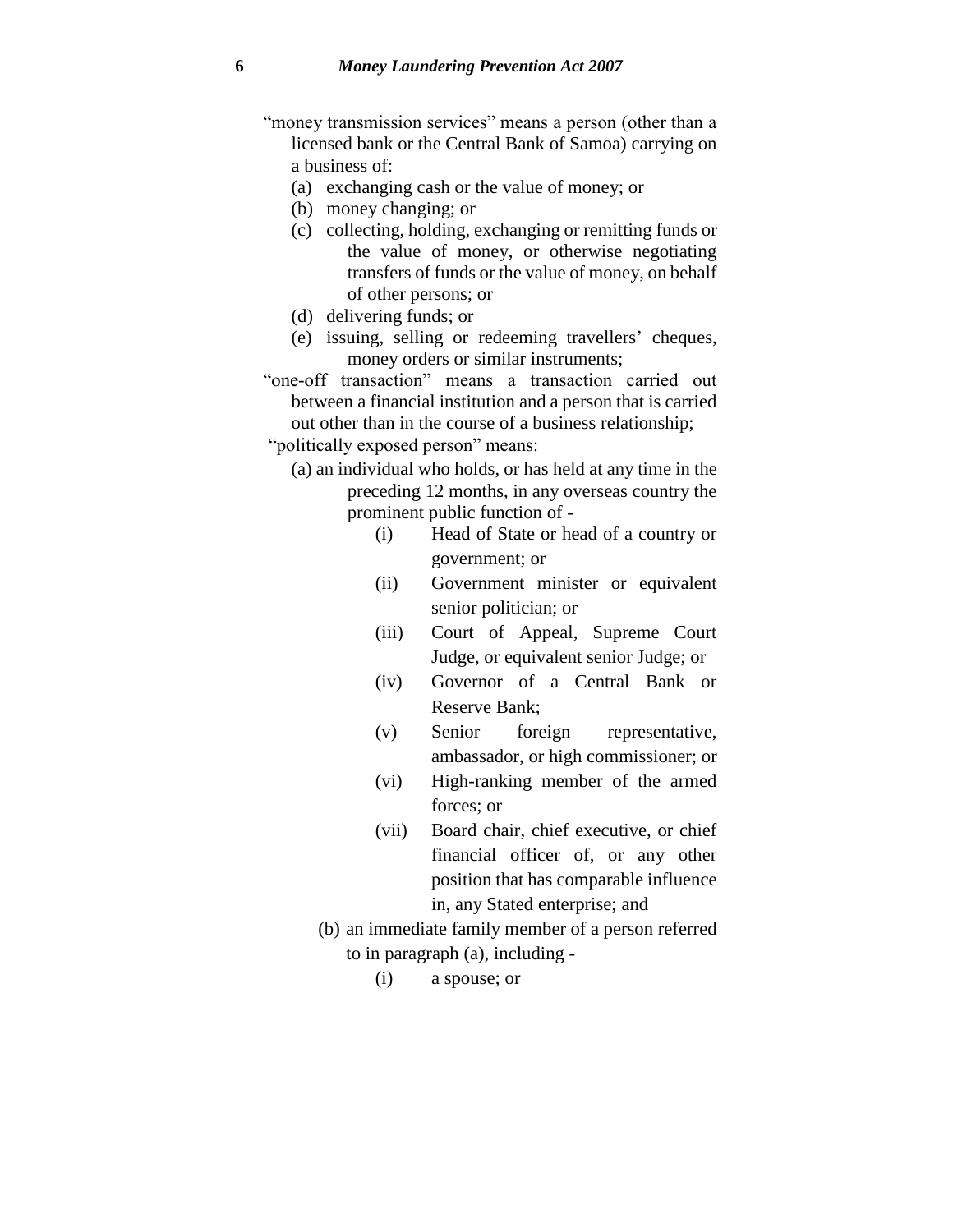"money transmission services" means a person (other than a licensed bank or the Central Bank of Samoa) carrying on a business of:

- (a) exchanging cash or the value of money; or
- (b) money changing; or
- (c) collecting, holding, exchanging or remitting funds or the value of money, or otherwise negotiating transfers of funds or the value of money, on behalf of other persons; or
- (d) delivering funds; or
- (e) issuing, selling or redeeming travellers' cheques, money orders or similar instruments;

"one-off transaction" means a transaction carried out between a financial institution and a person that is carried out other than in the course of a business relationship;

"politically exposed person" means:

- (a) an individual who holds, or has held at any time in the preceding 12 months, in any overseas country the prominent public function of -
  - (i) Head of State or head of a country or government; or
  - (ii) Government minister or equivalent senior politician; or
  - (iii) Court of Appeal, Supreme Court Judge, or equivalent senior Judge; or
  - (iv) Governor of a Central Bank or Reserve Bank;
  - (v) Senior foreign representative, ambassador, or high commissioner; or
  - (vi) High-ranking member of the armed forces; or
  - (vii) Board chair, chief executive, or chief financial officer of, or any other position that has comparable influence in, any Stated enterprise; and
- (b) an immediate family member of a person referred to in paragraph (a), including -
  - (i) a spouse; or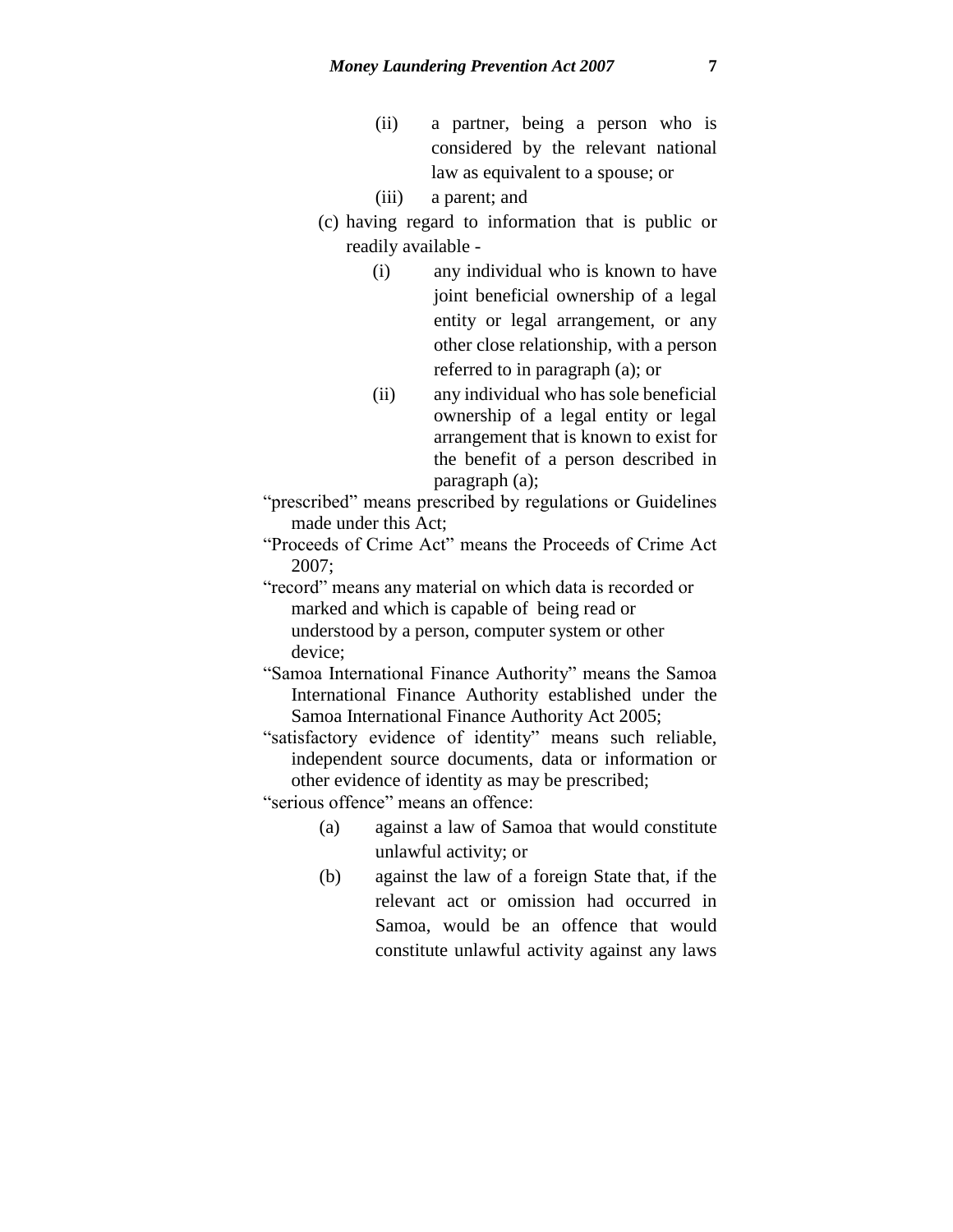(ii) a partner, being a person who is considered by the relevant national law as equivalent to a spouse; or

(iii) a parent; and

(c) having regard to information that is public or readily available -

(i) any individual who is known to have joint beneficial ownership of a legal entity or legal arrangement, or any other close relationship, with a person referred to in paragraph (a); or

(ii) any individual who has sole beneficial ownership of a legal entity or legal arrangement that is known to exist for the benefit of a person described in paragraph (a);

"prescribed" means prescribed by regulations or Guidelines made under this Act;

"Proceeds of Crime Act" means the Proceeds of Crime Act 2007;

"record" means any material on which data is recorded or marked and which is capable of being read or understood by a person, computer system or other device;

"Samoa International Finance Authority" means the Samoa International Finance Authority established under the Samoa International Finance Authority Act 2005;

"satisfactory evidence of identity" means such reliable, independent source documents, data or information or other evidence of identity as may be prescribed;

"serious offence" means an offence:

(a) against a law of Samoa that would constitute unlawful activity; or

(b) against the law of a foreign State that, if the relevant act or omission had occurred in Samoa, would be an offence that would constitute unlawful activity against any laws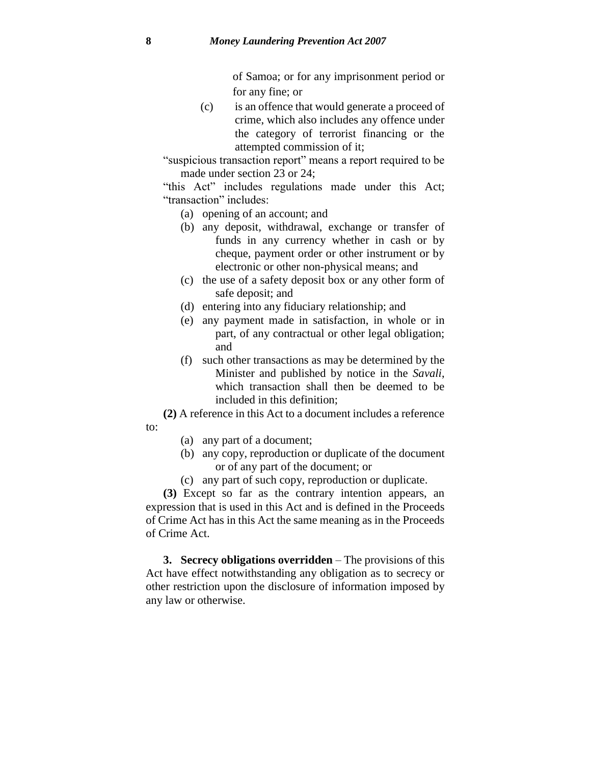of Samoa; or for any imprisonment period or for any fine; or

(c) is an offence that would generate a proceed of crime, which also includes any offence under the category of terrorist financing or the attempted commission of it;

"suspicious transaction report" means a report required to be made under section 23 or 24;

"this Act" includes regulations made under this Act;

"transaction" includes:

(a) opening of an account; and
(b) any deposit, withdrawal, exchange or transfer of funds in any currency whether in cash or by cheque, payment order or other instrument or by electronic or other non-physical means; and
(c) the use of a safety deposit box or any other form of safe deposit; and
(d) entering into any fiduciary relationship; and
(e) any payment made in satisfaction, in whole or in part, of any contractual or other legal obligation; and
(f) such other transactions as may be determined by the Minister and published by notice in the *Savali*, which transaction shall then be deemed to be included in this definition;

**(2)** A reference in this Act to a document includes a reference to:

(a) any part of a document;
(b) any copy, reproduction or duplicate of the document or of any part of the document; or
(c) any part of such copy, reproduction or duplicate.

**(3)** Except so far as the contrary intention appears, an expression that is used in this Act and is defined in the Proceeds of Crime Act has in this Act the same meaning as in the Proceeds of Crime Act.

**3. Secrecy obligations overridden** – The provisions of this Act have effect notwithstanding any obligation as to secrecy or other restriction upon the disclosure of information imposed by any law or otherwise.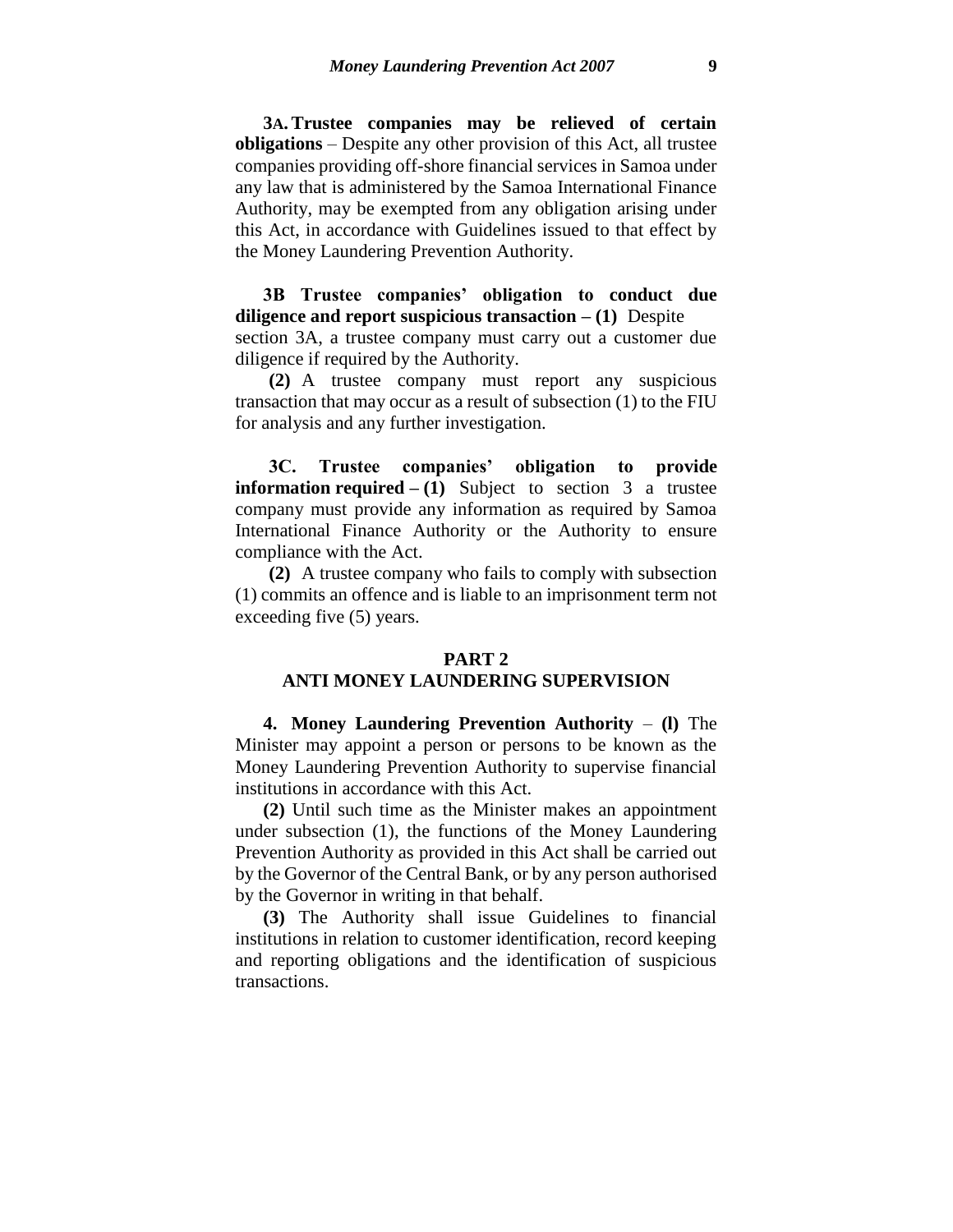**3A. Trustee companies may be relieved of certain obligations** – Despite any other provision of this Act, all trustee companies providing off-shore financial services in Samoa under any law that is administered by the Samoa International Finance Authority, may be exempted from any obligation arising under this Act, in accordance with Guidelines issued to that effect by the Money Laundering Prevention Authority.

**3B Trustee companies' obligation to conduct due diligence and report suspicious transaction – (1)** Despite section 3A, a trustee company must carry out a customer due diligence if required by the Authority.

**(2)** A trustee company must report any suspicious transaction that may occur as a result of subsection (1) to the FIU for analysis and any further investigation.

**3C. Trustee companies' obligation to provide information required – (1)** Subject to section 3 a trustee company must provide any information as required by Samoa International Finance Authority or the Authority to ensure compliance with the Act.

**(2)** A trustee company who fails to comply with subsection (1) commits an offence and is liable to an imprisonment term not exceeding five (5) years.

## PART 2
## ANTI MONEY LAUNDERING SUPERVISION

**4. Money Laundering Prevention Authority** – **(l)** The Minister may appoint a person or persons to be known as the Money Laundering Prevention Authority to supervise financial institutions in accordance with this Act.

**(2)** Until such time as the Minister makes an appointment under subsection (1), the functions of the Money Laundering Prevention Authority as provided in this Act shall be carried out by the Governor of the Central Bank, or by any person authorised by the Governor in writing in that behalf.

**(3)** The Authority shall issue Guidelines to financial institutions in relation to customer identification, record keeping and reporting obligations and the identification of suspicious transactions.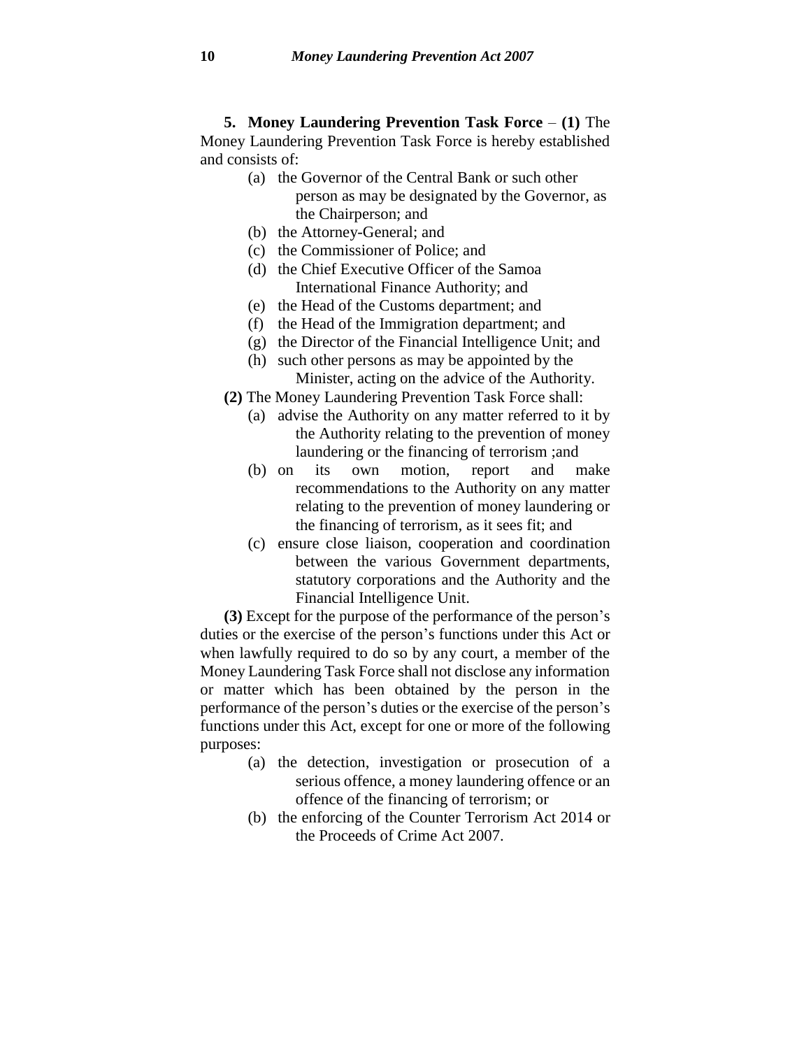**5. Money Laundering Prevention Task Force** – **(1)** The Money Laundering Prevention Task Force is hereby established and consists of:

(a) the Governor of the Central Bank or such other person as may be designated by the Governor, as the Chairperson; and

(b) the Attorney-General; and

(c) the Commissioner of Police; and

(d) the Chief Executive Officer of the Samoa International Finance Authority; and

(e) the Head of the Customs department; and

(f) the Head of the Immigration department; and

(g) the Director of the Financial Intelligence Unit; and

(h) such other persons as may be appointed by the Minister, acting on the advice of the Authority.

**(2)** The Money Laundering Prevention Task Force shall:

(a) advise the Authority on any matter referred to it by the Authority relating to the prevention of money laundering or the financing of terrorism ;and

(b) on its own motion, report and make recommendations to the Authority on any matter relating to the prevention of money laundering or the financing of terrorism, as it sees fit; and

(c) ensure close liaison, cooperation and coordination between the various Government departments, statutory corporations and the Authority and the Financial Intelligence Unit.

**(3)** Except for the purpose of the performance of the person's duties or the exercise of the person's functions under this Act or when lawfully required to do so by any court, a member of the Money Laundering Task Force shall not disclose any information or matter which has been obtained by the person in the performance of the person's duties or the exercise of the person's functions under this Act, except for one or more of the following purposes:

(a) the detection, investigation or prosecution of a serious offence, a money laundering offence or an offence of the financing of terrorism; or

(b) the enforcing of the Counter Terrorism Act 2014 or the Proceeds of Crime Act 2007.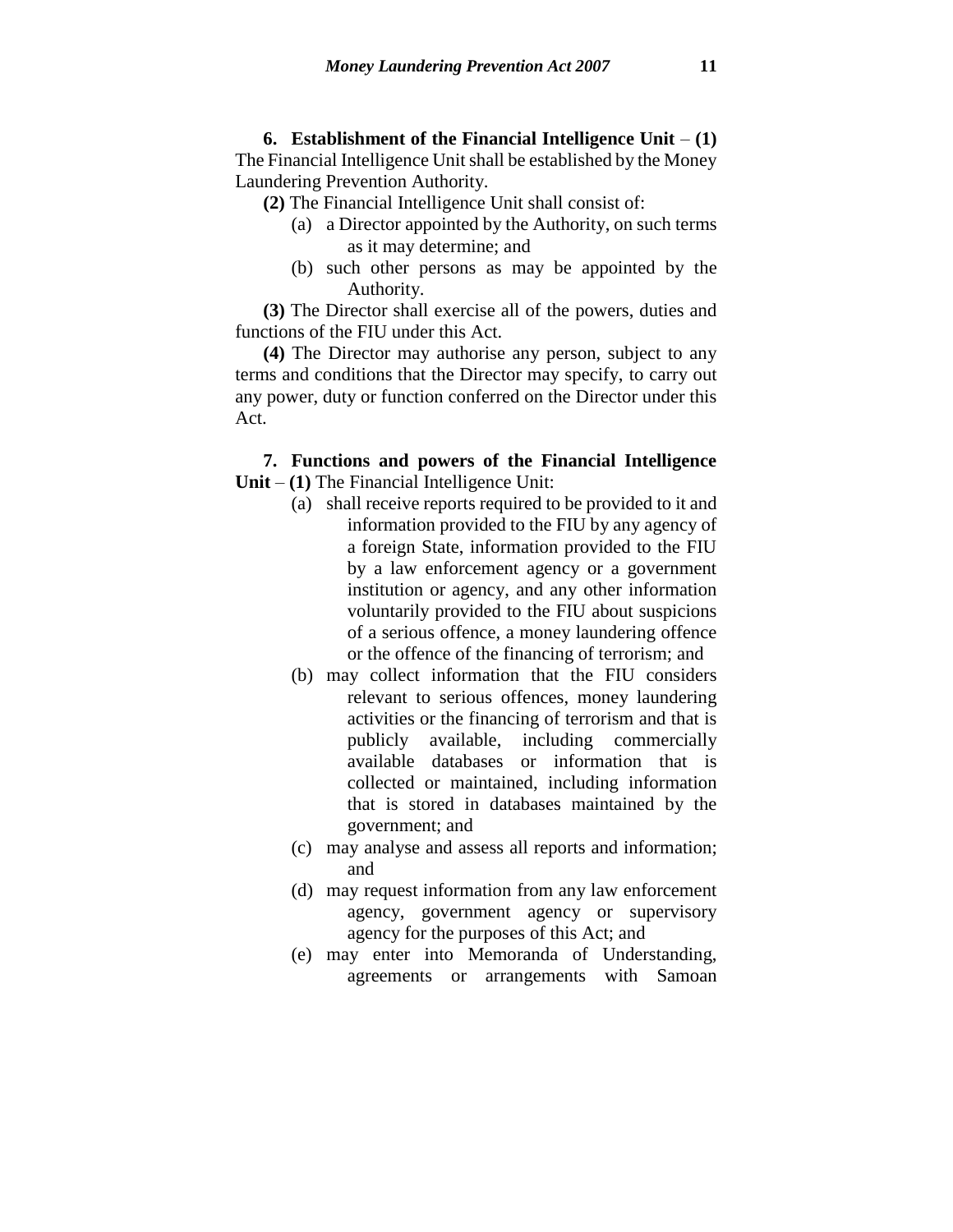**6. Establishment of the Financial Intelligence Unit** – **(1)** The Financial Intelligence Unit shall be established by the Money Laundering Prevention Authority.

**(2)** The Financial Intelligence Unit shall consist of:

- (a) a Director appointed by the Authority, on such terms as it may determine; and
- (b) such other persons as may be appointed by the Authority.

**(3)** The Director shall exercise all of the powers, duties and functions of the FIU under this Act.

**(4)** The Director may authorise any person, subject to any terms and conditions that the Director may specify, to carry out any power, duty or function conferred on the Director under this Act.

**7. Functions and powers of the Financial Intelligence Unit** – **(1)** The Financial Intelligence Unit:

- (a) shall receive reports required to be provided to it and information provided to the FIU by any agency of a foreign State, information provided to the FIU by a law enforcement agency or a government institution or agency, and any other information voluntarily provided to the FIU about suspicions of a serious offence, a money laundering offence or the offence of the financing of terrorism; and
- (b) may collect information that the FIU considers relevant to serious offences, money laundering activities or the financing of terrorism and that is publicly available, including commercially available databases or information that is collected or maintained, including information that is stored in databases maintained by the government; and
- (c) may analyse and assess all reports and information; and
- (d) may request information from any law enforcement agency, government agency or supervisory agency for the purposes of this Act; and
- (e) may enter into Memoranda of Understanding, agreements or arrangements with Samoan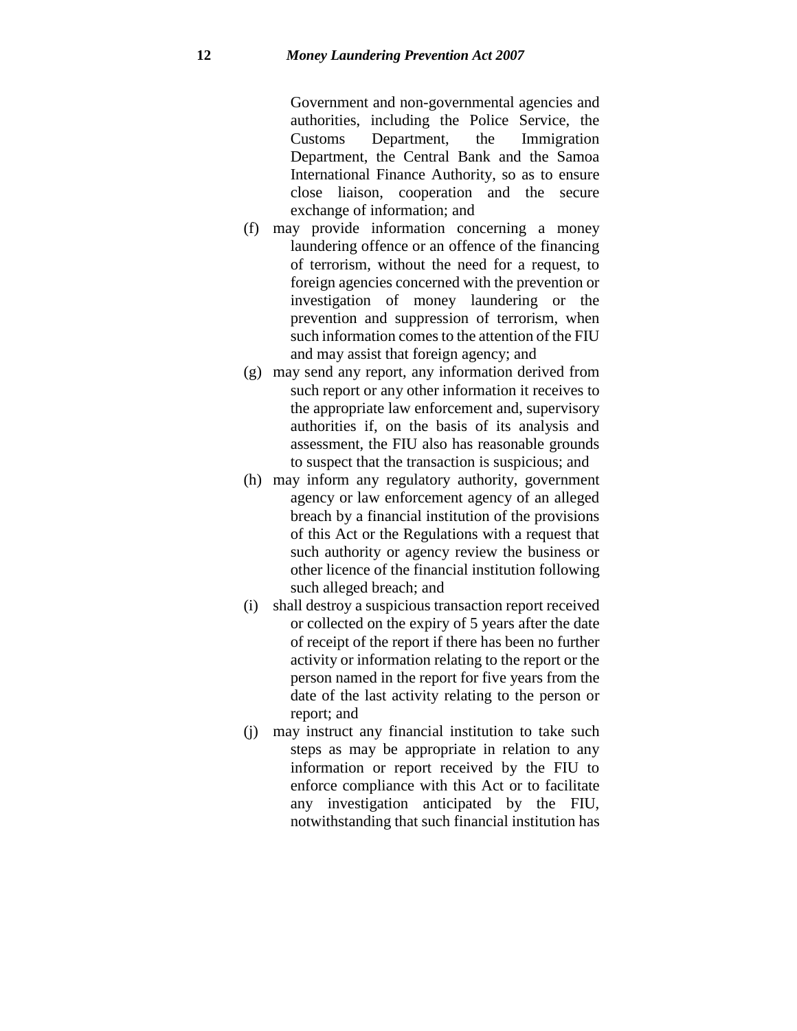Government and non-governmental agencies and authorities, including the Police Service, the Customs Department, the Immigration Department, the Central Bank and the Samoa International Finance Authority, so as to ensure close liaison, cooperation and the secure exchange of information; and

(f) may provide information concerning a money laundering offence or an offence of the financing of terrorism, without the need for a request, to foreign agencies concerned with the prevention or investigation of money laundering or the prevention and suppression of terrorism, when such information comes to the attention of the FIU and may assist that foreign agency; and

(g) may send any report, any information derived from such report or any other information it receives to the appropriate law enforcement and, supervisory authorities if, on the basis of its analysis and assessment, the FIU also has reasonable grounds to suspect that the transaction is suspicious; and

(h) may inform any regulatory authority, government agency or law enforcement agency of an alleged breach by a financial institution of the provisions of this Act or the Regulations with a request that such authority or agency review the business or other licence of the financial institution following such alleged breach; and

(i) shall destroy a suspicious transaction report received or collected on the expiry of 5 years after the date of receipt of the report if there has been no further activity or information relating to the report or the person named in the report for five years from the date of the last activity relating to the person or report; and

(j) may instruct any financial institution to take such steps as may be appropriate in relation to any information or report received by the FIU to enforce compliance with this Act or to facilitate any investigation anticipated by the FIU, notwithstanding that such financial institution has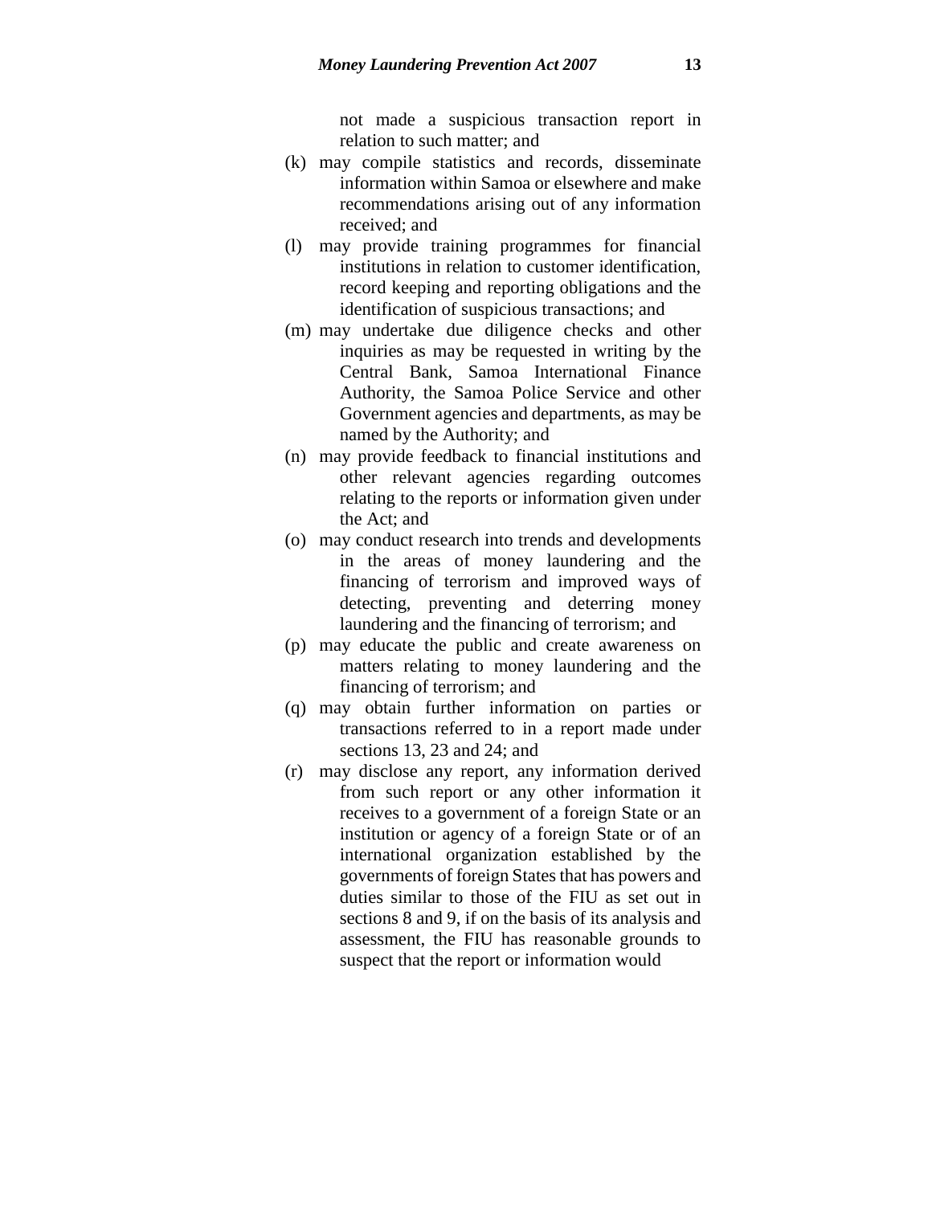not made a suspicious transaction report in relation to such matter; and

(k) may compile statistics and records, disseminate information within Samoa or elsewhere and make recommendations arising out of any information received; and

(l) may provide training programmes for financial institutions in relation to customer identification, record keeping and reporting obligations and the identification of suspicious transactions; and

(m) may undertake due diligence checks and other inquiries as may be requested in writing by the Central Bank, Samoa International Finance Authority, the Samoa Police Service and other Government agencies and departments, as may be named by the Authority; and

(n) may provide feedback to financial institutions and other relevant agencies regarding outcomes relating to the reports or information given under the Act; and

(o) may conduct research into trends and developments in the areas of money laundering and the financing of terrorism and improved ways of detecting, preventing and deterring money laundering and the financing of terrorism; and

(p) may educate the public and create awareness on matters relating to money laundering and the financing of terrorism; and

(q) may obtain further information on parties or transactions referred to in a report made under sections 13, 23 and 24; and

(r) may disclose any report, any information derived from such report or any other information it receives to a government of a foreign State or an institution or agency of a foreign State or of an international organization established by the governments of foreign States that has powers and duties similar to those of the FIU as set out in sections 8 and 9, if on the basis of its analysis and assessment, the FIU has reasonable grounds to suspect that the report or information would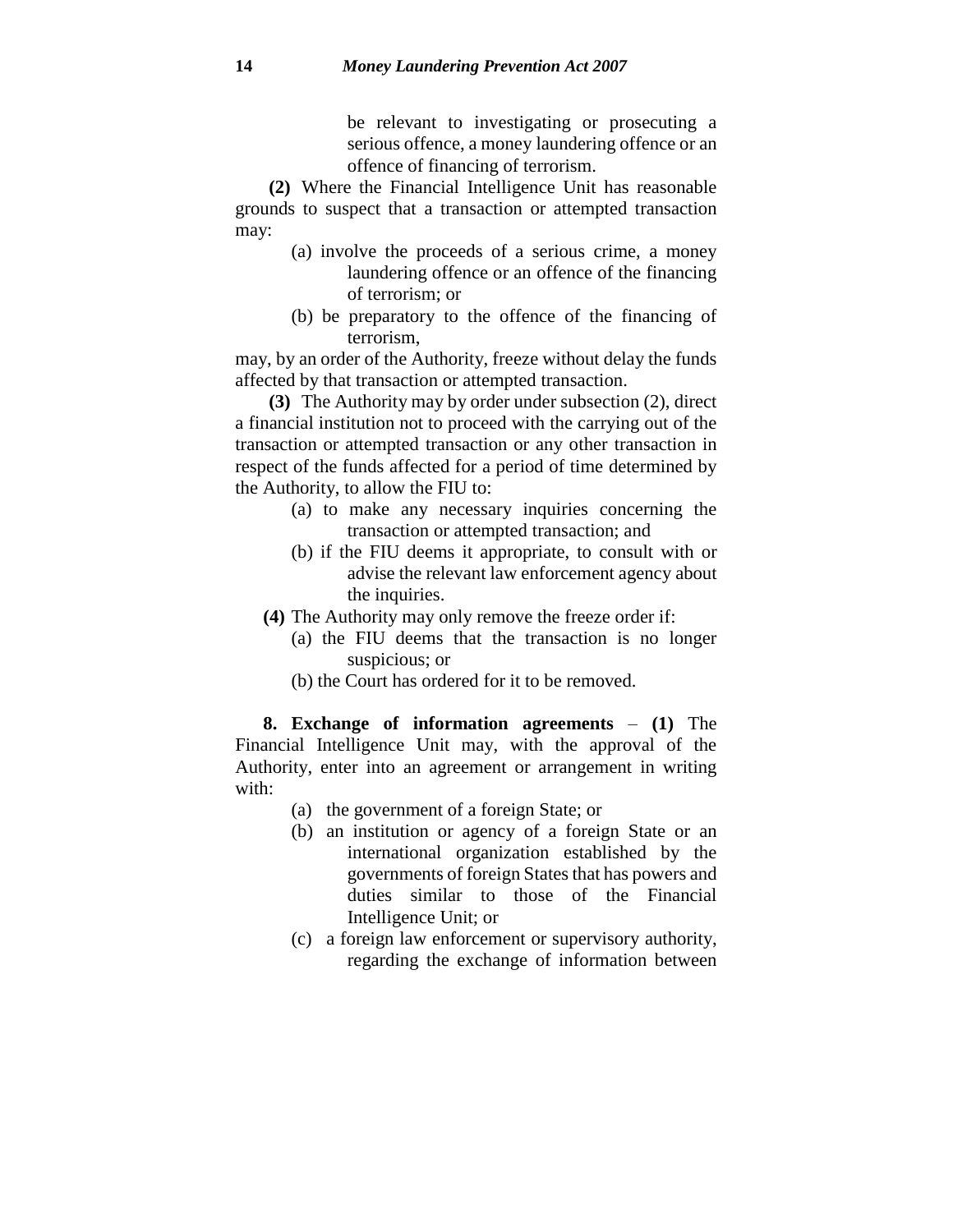be relevant to investigating or prosecuting a serious offence, a money laundering offence or an offence of financing of terrorism.

**(2)** Where the Financial Intelligence Unit has reasonable grounds to suspect that a transaction or attempted transaction may:

(a) involve the proceeds of a serious crime, a money laundering offence or an offence of the financing of terrorism; or

(b) be preparatory to the offence of the financing of terrorism,

may, by an order of the Authority, freeze without delay the funds affected by that transaction or attempted transaction.

**(3)** The Authority may by order under subsection (2), direct a financial institution not to proceed with the carrying out of the transaction or attempted transaction or any other transaction in respect of the funds affected for a period of time determined by the Authority, to allow the FIU to:

(a) to make any necessary inquiries concerning the transaction or attempted transaction; and

(b) if the FIU deems it appropriate, to consult with or advise the relevant law enforcement agency about the inquiries.

**(4)** The Authority may only remove the freeze order if:

(a) the FIU deems that the transaction is no longer suspicious; or

(b) the Court has ordered for it to be removed.

**8. Exchange of information agreements** – **(1)** The Financial Intelligence Unit may, with the approval of the Authority, enter into an agreement or arrangement in writing with:

(a) the government of a foreign State; or

(b) an institution or agency of a foreign State or an international organization established by the governments of foreign States that has powers and duties similar to those of the Financial Intelligence Unit; or

(c) a foreign law enforcement or supervisory authority, regarding the exchange of information between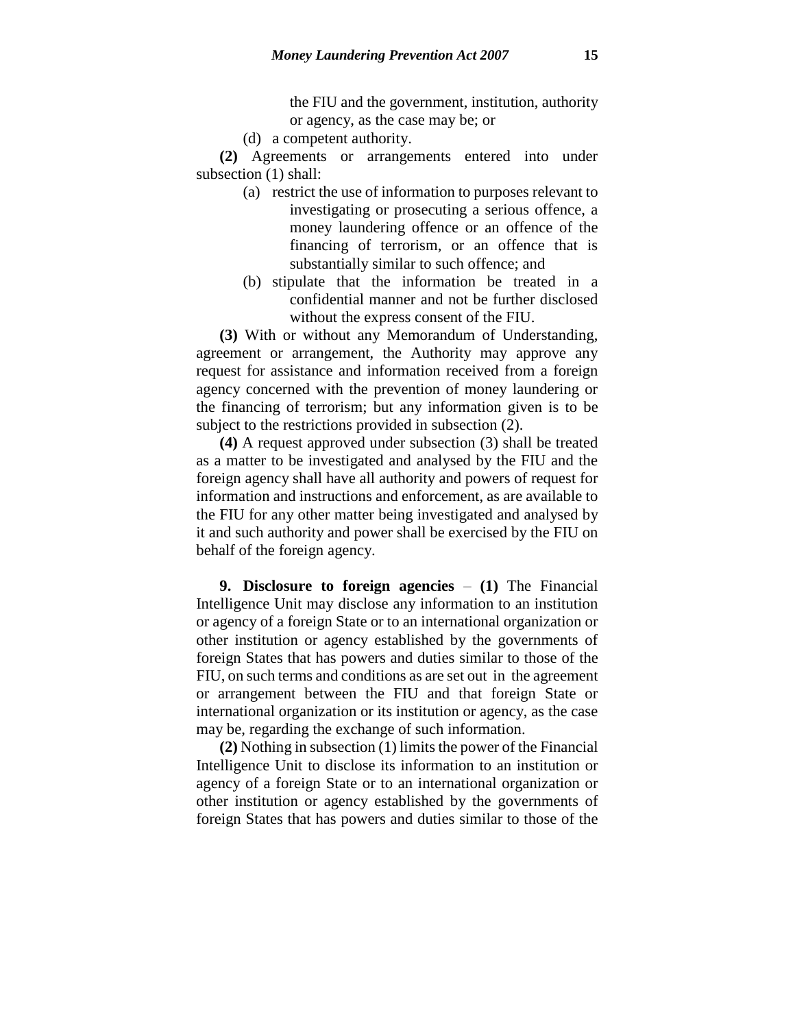the FIU and the government, institution, authority or agency, as the case may be; or

(d) a competent authority.

**(2)** Agreements or arrangements entered into under subsection (1) shall:

(a) restrict the use of information to purposes relevant to investigating or prosecuting a serious offence, a money laundering offence or an offence of the financing of terrorism, or an offence that is substantially similar to such offence; and

(b) stipulate that the information be treated in a confidential manner and not be further disclosed without the express consent of the FIU.

**(3)** With or without any Memorandum of Understanding, agreement or arrangement, the Authority may approve any request for assistance and information received from a foreign agency concerned with the prevention of money laundering or the financing of terrorism; but any information given is to be subject to the restrictions provided in subsection (2).

**(4)** A request approved under subsection (3) shall be treated as a matter to be investigated and analysed by the FIU and the foreign agency shall have all authority and powers of request for information and instructions and enforcement, as are available to the FIU for any other matter being investigated and analysed by it and such authority and power shall be exercised by the FIU on behalf of the foreign agency.

**9. Disclosure to foreign agencies** – **(1)** The Financial Intelligence Unit may disclose any information to an institution or agency of a foreign State or to an international organization or other institution or agency established by the governments of foreign States that has powers and duties similar to those of the FIU, on such terms and conditions as are set out in the agreement or arrangement between the FIU and that foreign State or international organization or its institution or agency, as the case may be, regarding the exchange of such information.

**(2)** Nothing in subsection (1) limits the power of the Financial Intelligence Unit to disclose its information to an institution or agency of a foreign State or to an international organization or other institution or agency established by the governments of foreign States that has powers and duties similar to those of the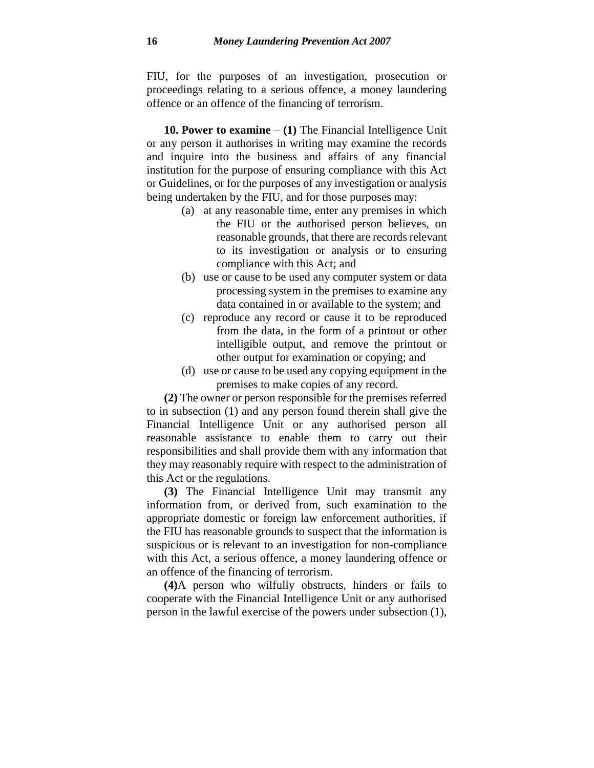FIU, for the purposes of an investigation, prosecution or proceedings relating to a serious offence, a money laundering offence or an offence of the financing of terrorism.

**10. Power to examine** – **(1)** The Financial Intelligence Unit or any person it authorises in writing may examine the records and inquire into the business and affairs of any financial institution for the purpose of ensuring compliance with this Act or Guidelines, or for the purposes of any investigation or analysis being undertaken by the FIU, and for those purposes may:

(a) at any reasonable time, enter any premises in which the FIU or the authorised person believes, on reasonable grounds, that there are records relevant to its investigation or analysis or to ensuring compliance with this Act; and

(b) use or cause to be used any computer system or data processing system in the premises to examine any data contained in or available to the system; and

(c) reproduce any record or cause it to be reproduced from the data, in the form of a printout or other intelligible output, and remove the printout or other output for examination or copying; and

(d) use or cause to be used any copying equipment in the premises to make copies of any record.

**(2)** The owner or person responsible for the premises referred to in subsection (1) and any person found therein shall give the Financial Intelligence Unit or any authorised person all reasonable assistance to enable them to carry out their responsibilities and shall provide them with any information that they may reasonably require with respect to the administration of this Act or the regulations.

**(3)** The Financial Intelligence Unit may transmit any information from, or derived from, such examination to the appropriate domestic or foreign law enforcement authorities, if the FIU has reasonable grounds to suspect that the information is suspicious or is relevant to an investigation for non-compliance with this Act, a serious offence, a money laundering offence or an offence of the financing of terrorism.

**(4)**A person who wilfully obstructs, hinders or fails to cooperate with the Financial Intelligence Unit or any authorised person in the lawful exercise of the powers under subsection (1),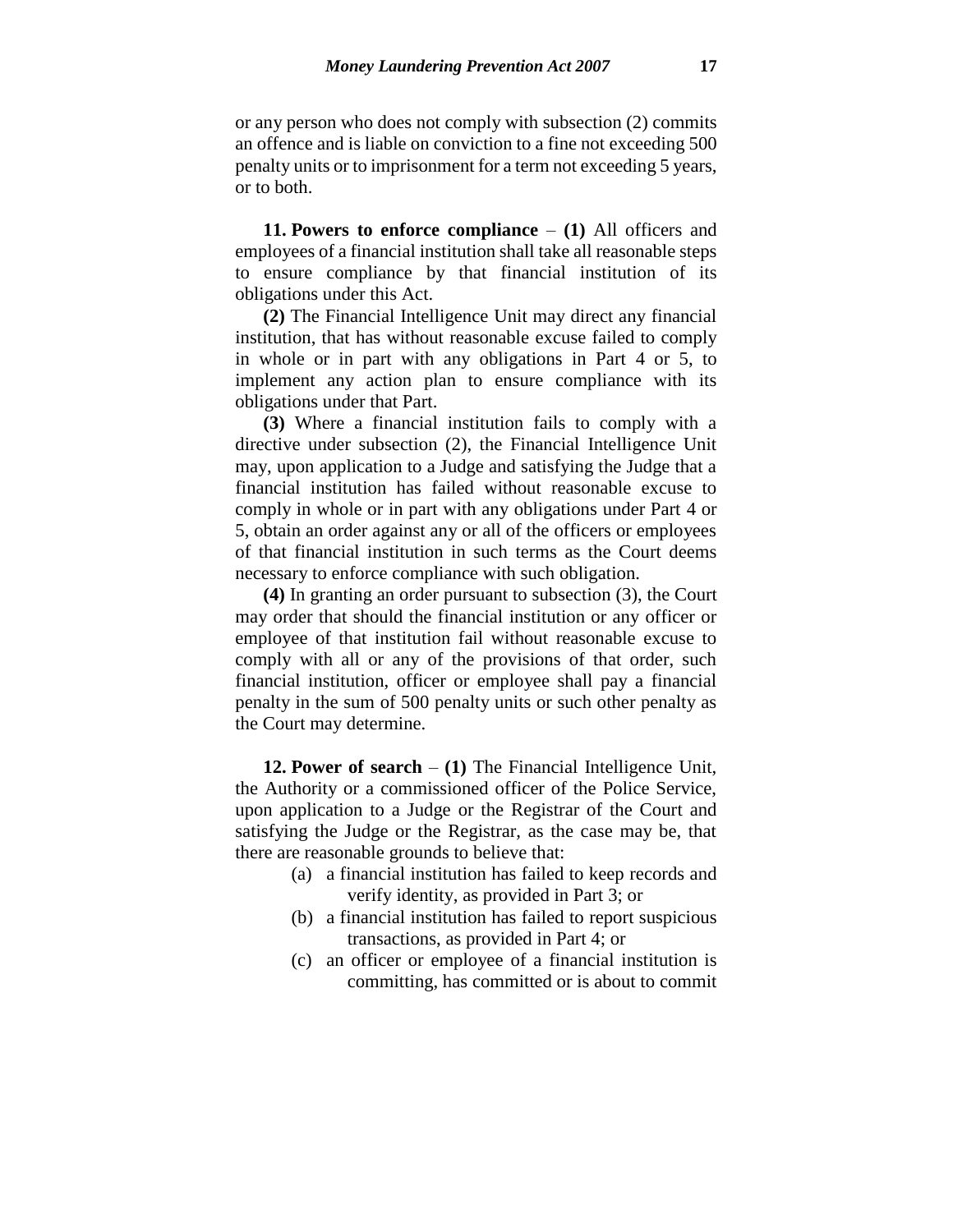or any person who does not comply with subsection (2) commits an offence and is liable on conviction to a fine not exceeding 500 penalty units or to imprisonment for a term not exceeding 5 years, or to both.

**11. Powers to enforce compliance** – **(1)** All officers and employees of a financial institution shall take all reasonable steps to ensure compliance by that financial institution of its obligations under this Act.

**(2)** The Financial Intelligence Unit may direct any financial institution, that has without reasonable excuse failed to comply in whole or in part with any obligations in Part 4 or 5, to implement any action plan to ensure compliance with its obligations under that Part.

**(3)** Where a financial institution fails to comply with a directive under subsection (2), the Financial Intelligence Unit may, upon application to a Judge and satisfying the Judge that a financial institution has failed without reasonable excuse to comply in whole or in part with any obligations under Part 4 or 5, obtain an order against any or all of the officers or employees of that financial institution in such terms as the Court deems necessary to enforce compliance with such obligation.

**(4)** In granting an order pursuant to subsection (3), the Court may order that should the financial institution or any officer or employee of that institution fail without reasonable excuse to comply with all or any of the provisions of that order, such financial institution, officer or employee shall pay a financial penalty in the sum of 500 penalty units or such other penalty as the Court may determine.

**12. Power of search** – **(1)** The Financial Intelligence Unit, the Authority or a commissioned officer of the Police Service, upon application to a Judge or the Registrar of the Court and satisfying the Judge or the Registrar, as the case may be, that there are reasonable grounds to believe that:

(a) a financial institution has failed to keep records and verify identity, as provided in Part 3; or

(b) a financial institution has failed to report suspicious transactions, as provided in Part 4; or

(c) an officer or employee of a financial institution is committing, has committed or is about to commit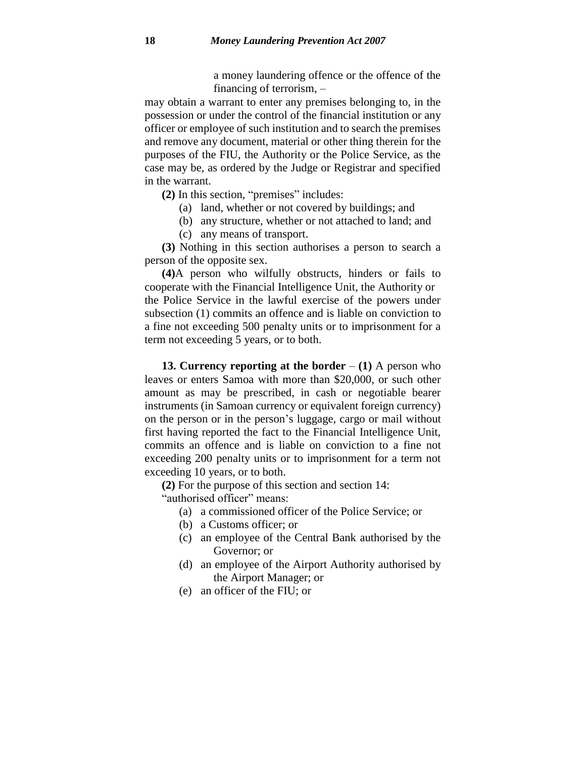a money laundering offence or the offence of the financing of terrorism, –

may obtain a warrant to enter any premises belonging to, in the possession or under the control of the financial institution or any officer or employee of such institution and to search the premises and remove any document, material or other thing therein for the purposes of the FIU, the Authority or the Police Service, as the case may be, as ordered by the Judge or Registrar and specified in the warrant.

**(2)** In this section, "premises" includes:

(a) land, whether or not covered by buildings; and

(b) any structure, whether or not attached to land; and

(c) any means of transport.

**(3)** Nothing in this section authorises a person to search a person of the opposite sex.

**(4)**A person who wilfully obstructs, hinders or fails to cooperate with the Financial Intelligence Unit, the Authority or the Police Service in the lawful exercise of the powers under subsection (1) commits an offence and is liable on conviction to a fine not exceeding 500 penalty units or to imprisonment for a term not exceeding 5 years, or to both.

**13. Currency reporting at the border** – **(1)** A person who leaves or enters Samoa with more than $20,000, or such other amount as may be prescribed, in cash or negotiable bearer instruments (in Samoan currency or equivalent foreign currency) on the person or in the person's luggage, cargo or mail without first having reported the fact to the Financial Intelligence Unit, commits an offence and is liable on conviction to a fine not exceeding 200 penalty units or to imprisonment for a term not exceeding 10 years, or to both.

**(2)** For the purpose of this section and section 14:

"authorised officer" means:

(a) a commissioned officer of the Police Service; or

(b) a Customs officer; or

(c) an employee of the Central Bank authorised by the Governor; or

(d) an employee of the Airport Authority authorised by the Airport Manager; or

(e) an officer of the FIU; or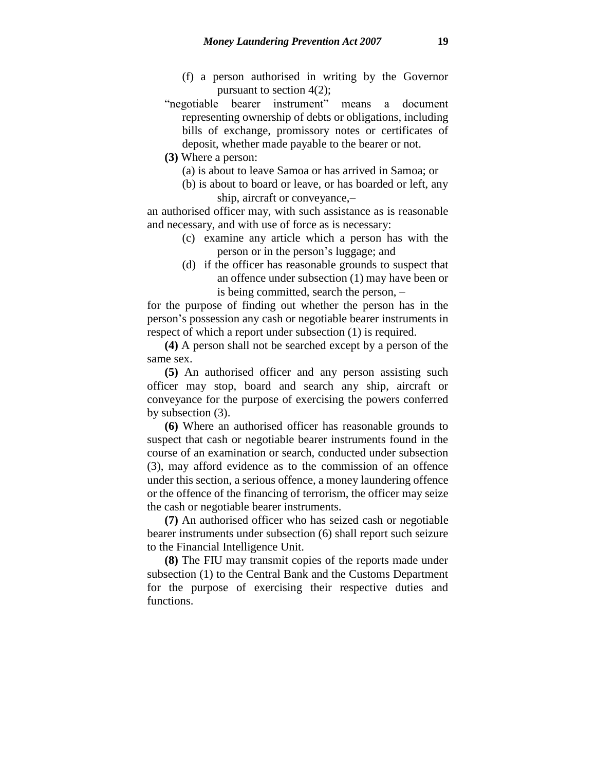(f) a person authorised in writing by the Governor pursuant to section 4(2);

"negotiable bearer instrument" means a document representing ownership of debts or obligations, including bills of exchange, promissory notes or certificates of deposit, whether made payable to the bearer or not.

**(3)** Where a person:

(a) is about to leave Samoa or has arrived in Samoa; or

(b) is about to board or leave, or has boarded or left, any ship, aircraft or conveyance,–

an authorised officer may, with such assistance as is reasonable and necessary, and with use of force as is necessary:

(c) examine any article which a person has with the person or in the person's luggage; and

(d) if the officer has reasonable grounds to suspect that an offence under subsection (1) may have been or is being committed, search the person, –

for the purpose of finding out whether the person has in the person's possession any cash or negotiable bearer instruments in respect of which a report under subsection (1) is required.

**(4)** A person shall not be searched except by a person of the same sex.

**(5)** An authorised officer and any person assisting such officer may stop, board and search any ship, aircraft or conveyance for the purpose of exercising the powers conferred by subsection (3).

**(6)** Where an authorised officer has reasonable grounds to suspect that cash or negotiable bearer instruments found in the course of an examination or search, conducted under subsection (3), may afford evidence as to the commission of an offence under this section, a serious offence, a money laundering offence or the offence of the financing of terrorism, the officer may seize the cash or negotiable bearer instruments.

**(7)** An authorised officer who has seized cash or negotiable bearer instruments under subsection (6) shall report such seizure to the Financial Intelligence Unit.

**(8)** The FIU may transmit copies of the reports made under subsection (1) to the Central Bank and the Customs Department for the purpose of exercising their respective duties and functions.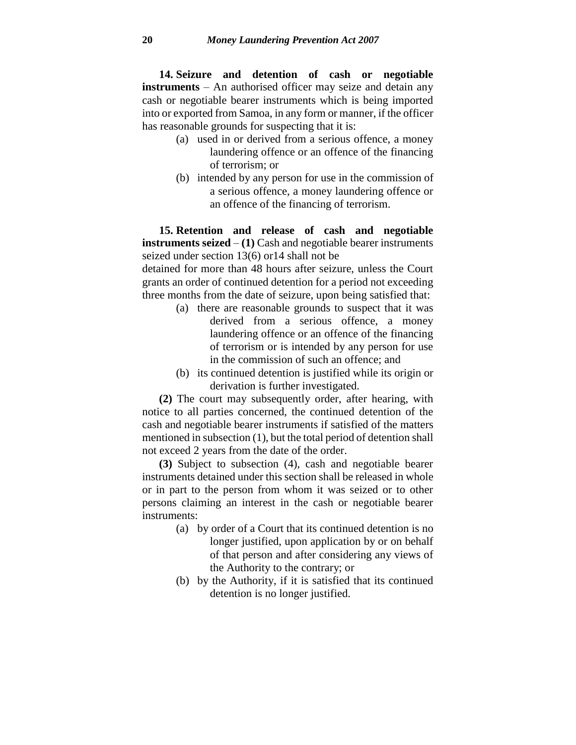**14. Seizure and detention of cash or negotiable instruments** – An authorised officer may seize and detain any cash or negotiable bearer instruments which is being imported into or exported from Samoa, in any form or manner, if the officer has reasonable grounds for suspecting that it is:

(a) used in or derived from a serious offence, a money laundering offence or an offence of the financing of terrorism; or

(b) intended by any person for use in the commission of a serious offence, a money laundering offence or an offence of the financing of terrorism.

**15. Retention and release of cash and negotiable instruments seized** – **(1)** Cash and negotiable bearer instruments seized under section 13(6) or14 shall not be detained for more than 48 hours after seizure, unless the Court grants an order of continued detention for a period not exceeding three months from the date of seizure, upon being satisfied that:

(a) there are reasonable grounds to suspect that it was derived from a serious offence, a money laundering offence or an offence of the financing of terrorism or is intended by any person for use in the commission of such an offence; and

(b) its continued detention is justified while its origin or derivation is further investigated.

**(2)** The court may subsequently order, after hearing, with notice to all parties concerned, the continued detention of the cash and negotiable bearer instruments if satisfied of the matters mentioned in subsection (1), but the total period of detention shall not exceed 2 years from the date of the order.

**(3)** Subject to subsection (4), cash and negotiable bearer instruments detained under this section shall be released in whole or in part to the person from whom it was seized or to other persons claiming an interest in the cash or negotiable bearer instruments:

(a) by order of a Court that its continued detention is no longer justified, upon application by or on behalf of that person and after considering any views of the Authority to the contrary; or

(b) by the Authority, if it is satisfied that its continued detention is no longer justified.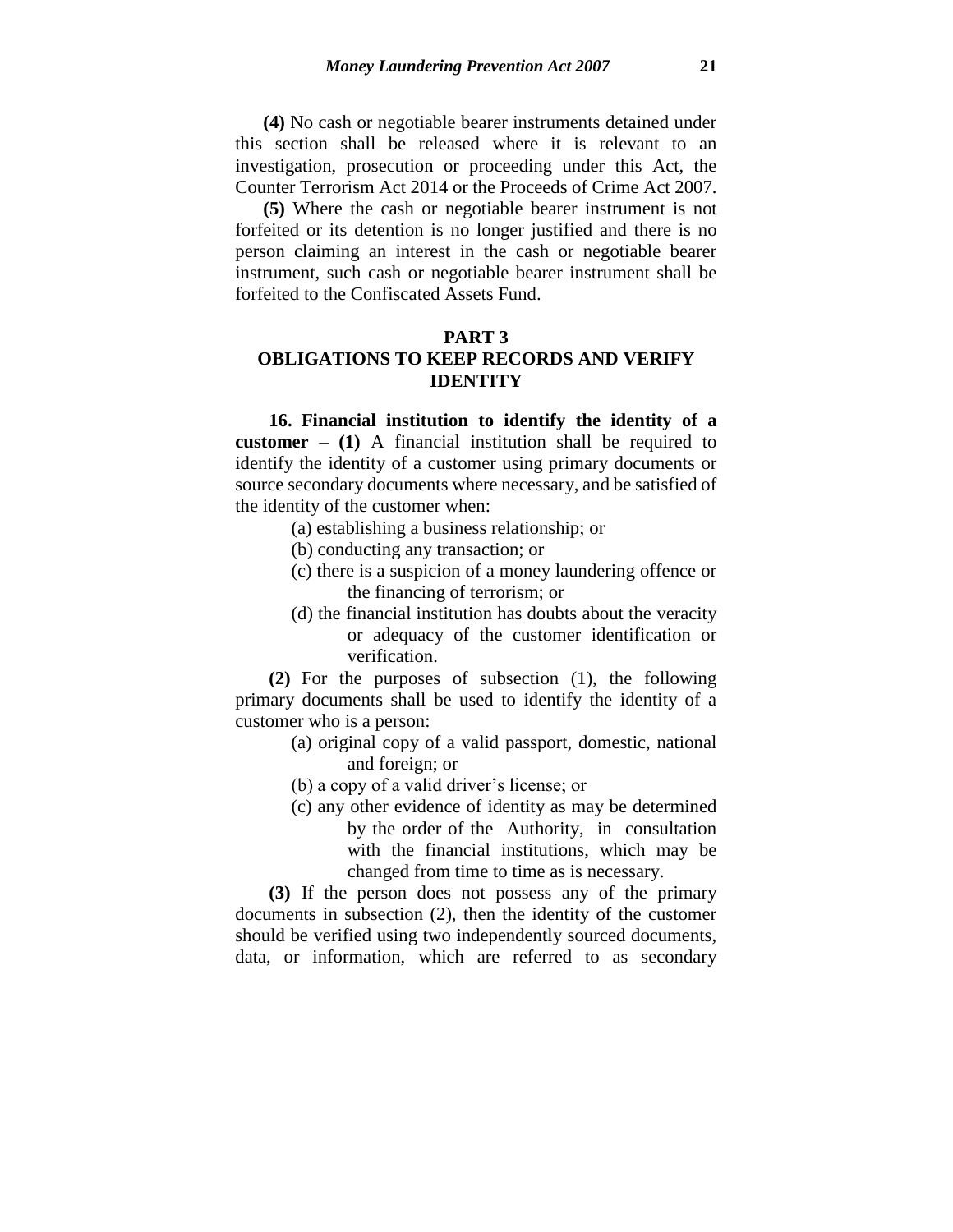**(4)** No cash or negotiable bearer instruments detained under this section shall be released where it is relevant to an investigation, prosecution or proceeding under this Act, the Counter Terrorism Act 2014 or the Proceeds of Crime Act 2007.

**(5)** Where the cash or negotiable bearer instrument is not forfeited or its detention is no longer justified and there is no person claiming an interest in the cash or negotiable bearer instrument, such cash or negotiable bearer instrument shall be forfeited to the Confiscated Assets Fund.

## PART 3
## OBLIGATIONS TO KEEP RECORDS AND VERIFY IDENTITY

**16. Financial institution to identify the identity of a customer** – **(1)** A financial institution shall be required to identify the identity of a customer using primary documents or source secondary documents where necessary, and be satisfied of the identity of the customer when:

(a) establishing a business relationship; or

(b) conducting any transaction; or

(c) there is a suspicion of a money laundering offence or the financing of terrorism; or

(d) the financial institution has doubts about the veracity or adequacy of the customer identification or verification.

**(2)** For the purposes of subsection (1), the following primary documents shall be used to identify the identity of a customer who is a person:

(a) original copy of a valid passport, domestic, national and foreign; or

(b) a copy of a valid driver's license; or

(c) any other evidence of identity as may be determined by the order of the Authority, in consultation with the financial institutions, which may be changed from time to time as is necessary.

**(3)** If the person does not possess any of the primary documents in subsection (2), then the identity of the customer should be verified using two independently sourced documents, data, or information, which are referred to as secondary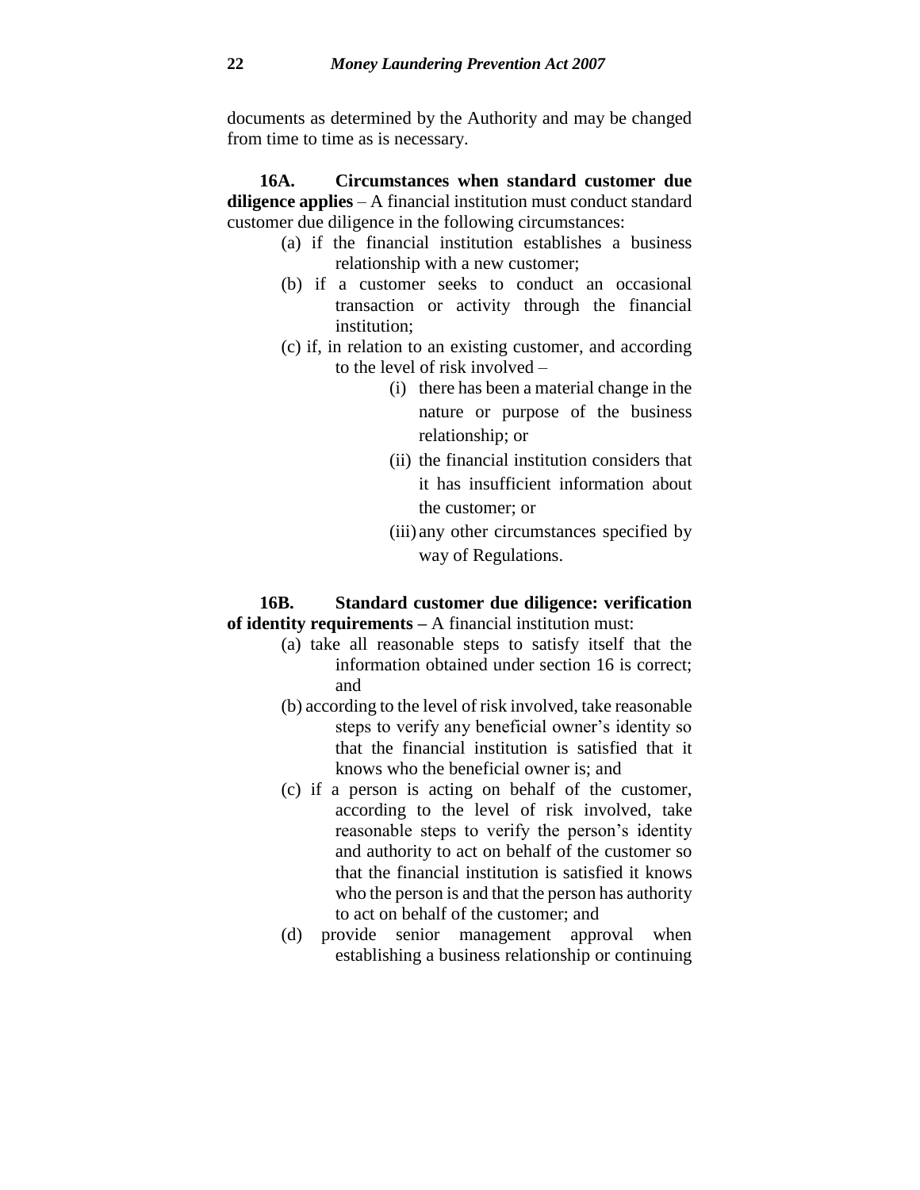documents as determined by the Authority and may be changed from time to time as is necessary.

**16A. Circumstances when standard customer due diligence applies** – A financial institution must conduct standard customer due diligence in the following circumstances:

(a) if the financial institution establishes a business relationship with a new customer;

(b) if a customer seeks to conduct an occasional transaction or activity through the financial institution;

(c) if, in relation to an existing customer, and according to the level of risk involved –

(i) there has been a material change in the nature or purpose of the business relationship; or

(ii) the financial institution considers that it has insufficient information about the customer; or

(iii) any other circumstances specified by way of Regulations.

**16B. Standard customer due diligence: verification of identity requirements –** A financial institution must:

(a) take all reasonable steps to satisfy itself that the information obtained under section 16 is correct; and

(b) according to the level of risk involved, take reasonable steps to verify any beneficial owner's identity so that the financial institution is satisfied that it knows who the beneficial owner is; and

(c) if a person is acting on behalf of the customer, according to the level of risk involved, take reasonable steps to verify the person's identity and authority to act on behalf of the customer so that the financial institution is satisfied it knows who the person is and that the person has authority to act on behalf of the customer; and

(d) provide senior management approval when establishing a business relationship or continuing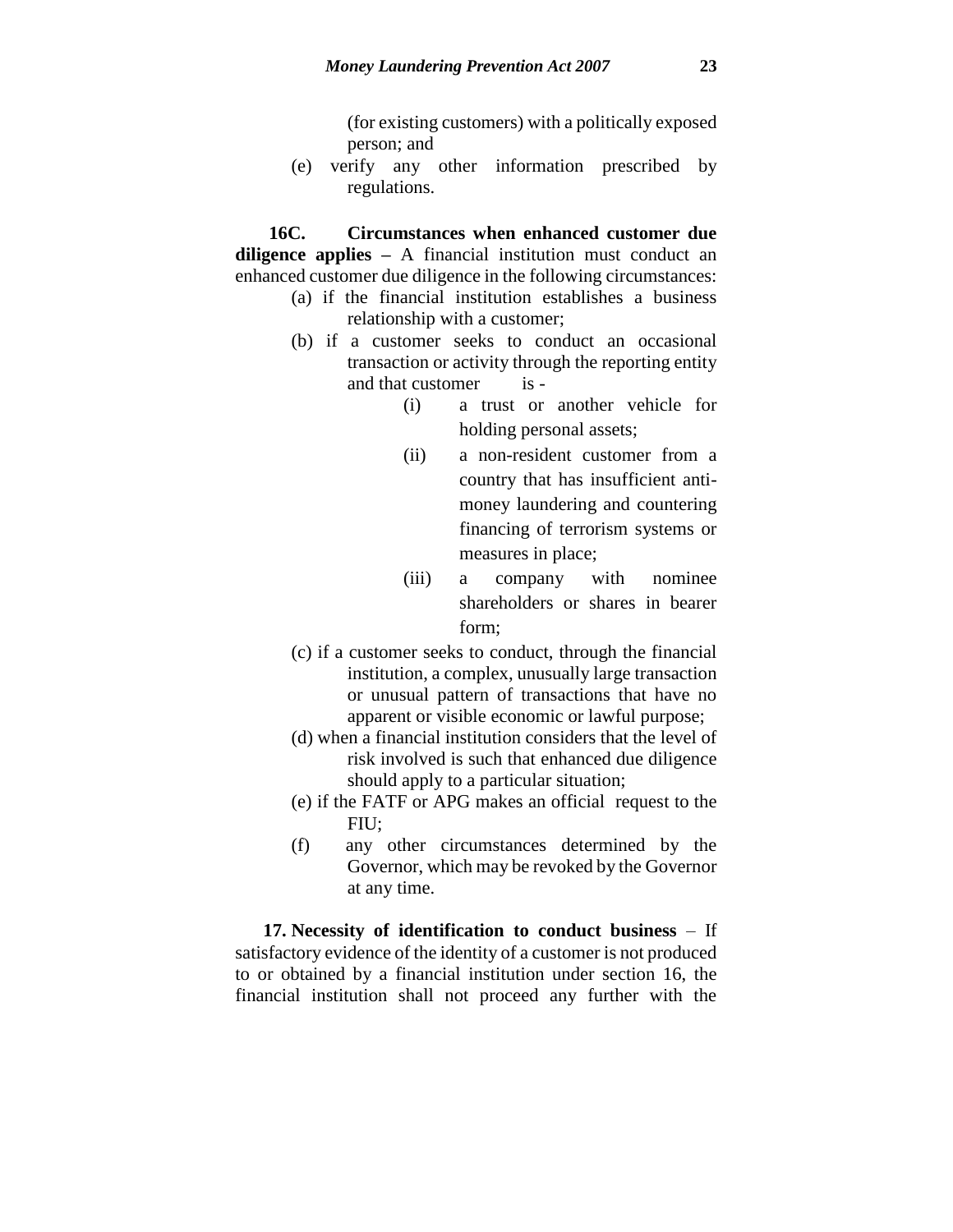(for existing customers) with a politically exposed person; and

(e) verify any other information prescribed by regulations.

**16C. Circumstances when enhanced customer due diligence applies –** A financial institution must conduct an enhanced customer due diligence in the following circumstances:

(a) if the financial institution establishes a business relationship with a customer;

(b) if a customer seeks to conduct an occasional transaction or activity through the reporting entity and that customer is -

(i) a trust or another vehicle for holding personal assets;

(ii) a non-resident customer from a country that has insufficient anti-money laundering and countering financing of terrorism systems or measures in place;

(iii) a company with nominee shareholders or shares in bearer form;

(c) if a customer seeks to conduct, through the financial institution, a complex, unusually large transaction or unusual pattern of transactions that have no apparent or visible economic or lawful purpose;

(d) when a financial institution considers that the level of risk involved is such that enhanced due diligence should apply to a particular situation;

(e) if the FATF or APG makes an official request to the FIU;

(f) any other circumstances determined by the Governor, which may be revoked by the Governor at any time.

**17. Necessity of identification to conduct business** – If satisfactory evidence of the identity of a customer is not produced to or obtained by a financial institution under section 16, the financial institution shall not proceed any further with the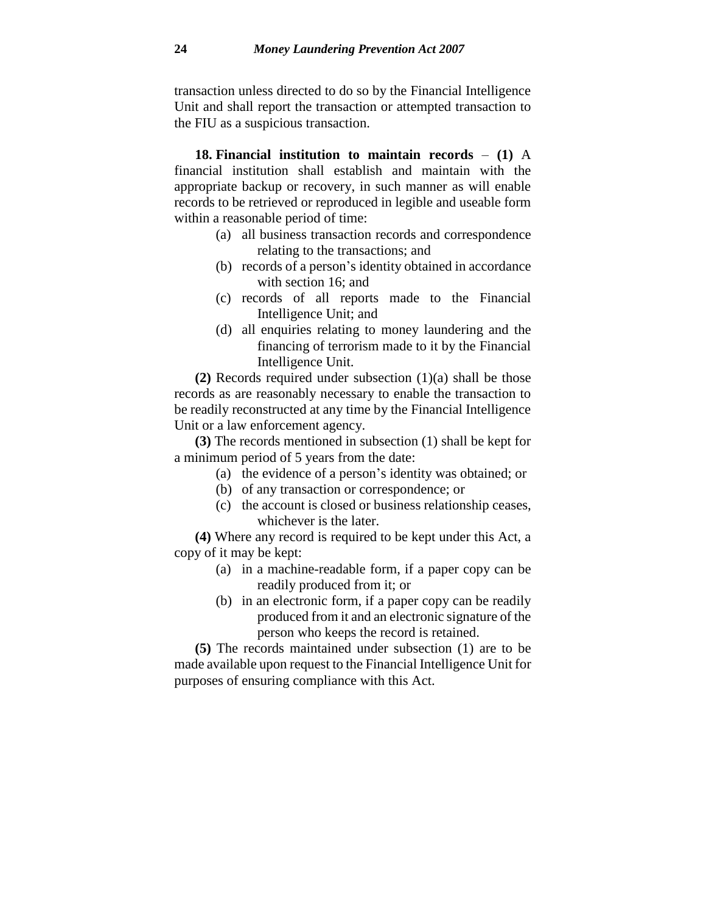transaction unless directed to do so by the Financial Intelligence Unit and shall report the transaction or attempted transaction to the FIU as a suspicious transaction.

**18. Financial institution to maintain records** – **(1)** A financial institution shall establish and maintain with the appropriate backup or recovery, in such manner as will enable records to be retrieved or reproduced in legible and useable form within a reasonable period of time:

- (a) all business transaction records and correspondence relating to the transactions; and
- (b) records of a person's identity obtained in accordance with section 16; and
- (c) records of all reports made to the Financial Intelligence Unit; and
- (d) all enquiries relating to money laundering and the financing of terrorism made to it by the Financial Intelligence Unit.

**(2)** Records required under subsection (1)(a) shall be those records as are reasonably necessary to enable the transaction to be readily reconstructed at any time by the Financial Intelligence Unit or a law enforcement agency.

**(3)** The records mentioned in subsection (1) shall be kept for a minimum period of 5 years from the date:

- (a) the evidence of a person's identity was obtained; or
- (b) of any transaction or correspondence; or
- (c) the account is closed or business relationship ceases, whichever is the later.

**(4)** Where any record is required to be kept under this Act, a copy of it may be kept:

- (a) in a machine-readable form, if a paper copy can be readily produced from it; or
- (b) in an electronic form, if a paper copy can be readily produced from it and an electronic signature of the person who keeps the record is retained.

**(5)** The records maintained under subsection (1) are to be made available upon request to the Financial Intelligence Unit for purposes of ensuring compliance with this Act.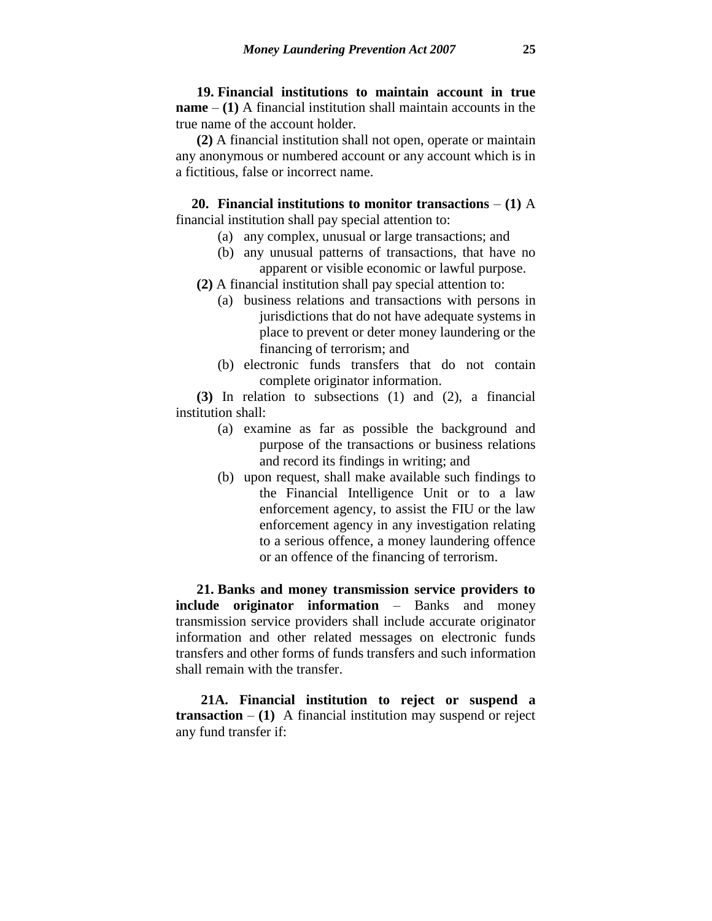**19. Financial institutions to maintain account in true name** – **(1)** A financial institution shall maintain accounts in the true name of the account holder.

**(2)** A financial institution shall not open, operate or maintain any anonymous or numbered account or any account which is in a fictitious, false or incorrect name.

**20. Financial institutions to monitor transactions** – **(1)** A financial institution shall pay special attention to:

(a) any complex, unusual or large transactions; and

(b) any unusual patterns of transactions, that have no apparent or visible economic or lawful purpose.

**(2)** A financial institution shall pay special attention to:

(a) business relations and transactions with persons in jurisdictions that do not have adequate systems in place to prevent or deter money laundering or the financing of terrorism; and

(b) electronic funds transfers that do not contain complete originator information.

**(3)** In relation to subsections (1) and (2), a financial institution shall:

(a) examine as far as possible the background and purpose of the transactions or business relations and record its findings in writing; and

(b) upon request, shall make available such findings to the Financial Intelligence Unit or to a law enforcement agency, to assist the FIU or the law enforcement agency in any investigation relating to a serious offence, a money laundering offence or an offence of the financing of terrorism.

**21. Banks and money transmission service providers to include originator information** – Banks and money transmission service providers shall include accurate originator information and other related messages on electronic funds transfers and other forms of funds transfers and such information shall remain with the transfer.

**21A. Financial institution to reject or suspend a transaction** – **(1)** A financial institution may suspend or reject any fund transfer if: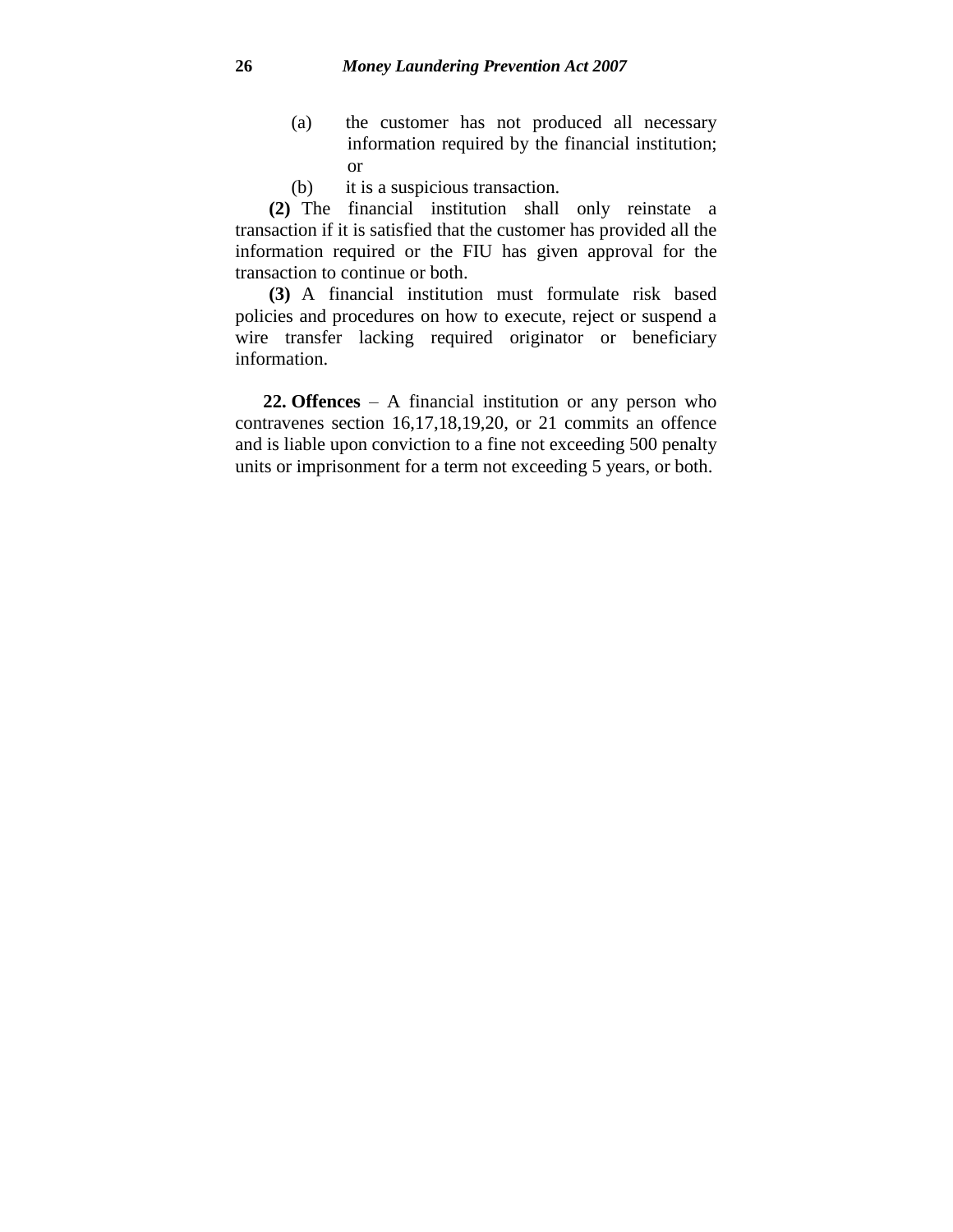(a) the customer has not produced all necessary information required by the financial institution; or

(b) it is a suspicious transaction.

**(2)** The financial institution shall only reinstate a transaction if it is satisfied that the customer has provided all the information required or the FIU has given approval for the transaction to continue or both.

**(3)** A financial institution must formulate risk based policies and procedures on how to execute, reject or suspend a wire transfer lacking required originator or beneficiary information.

**22. Offences** – A financial institution or any person who contravenes section 16,17,18,19,20, or 21 commits an offence and is liable upon conviction to a fine not exceeding 500 penalty units or imprisonment for a term not exceeding 5 years, or both.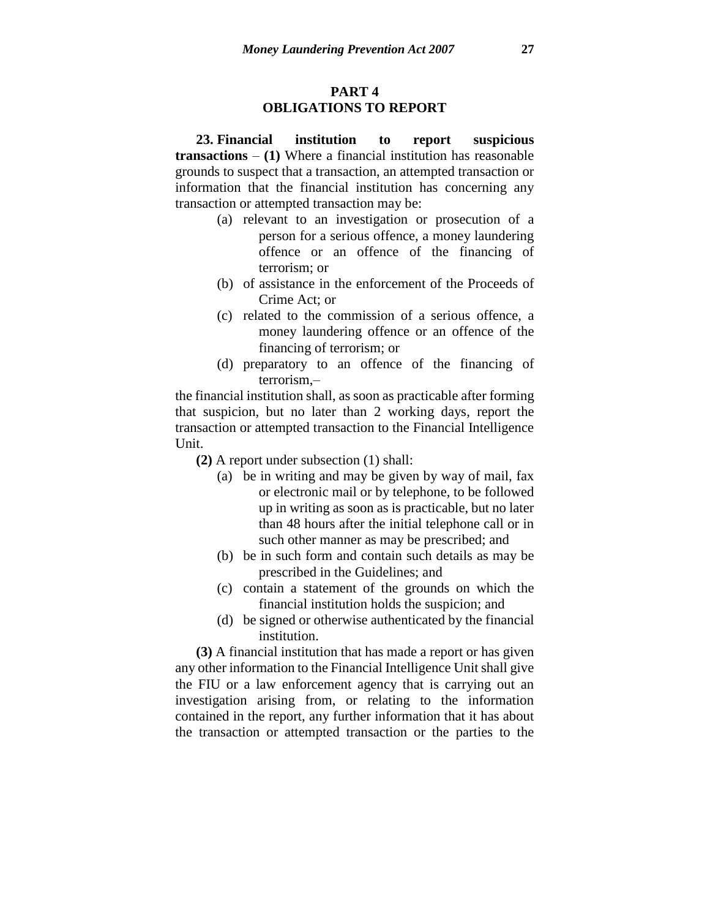## PART 4
## OBLIGATIONS TO REPORT

**23. Financial institution to report suspicious transactions** – **(1)** Where a financial institution has reasonable grounds to suspect that a transaction, an attempted transaction or information that the financial institution has concerning any transaction or attempted transaction may be:

- (a) relevant to an investigation or prosecution of a person for a serious offence, a money laundering offence or an offence of the financing of terrorism; or
- (b) of assistance in the enforcement of the Proceeds of Crime Act; or
- (c) related to the commission of a serious offence, a money laundering offence or an offence of the financing of terrorism; or
- (d) preparatory to an offence of the financing of terrorism,–

the financial institution shall, as soon as practicable after forming that suspicion, but no later than 2 working days, report the transaction or attempted transaction to the Financial Intelligence Unit.

**(2)** A report under subsection (1) shall:

- (a) be in writing and may be given by way of mail, fax or electronic mail or by telephone, to be followed up in writing as soon as is practicable, but no later than 48 hours after the initial telephone call or in such other manner as may be prescribed; and
- (b) be in such form and contain such details as may be prescribed in the Guidelines; and
- (c) contain a statement of the grounds on which the financial institution holds the suspicion; and
- (d) be signed or otherwise authenticated by the financial institution.

**(3)** A financial institution that has made a report or has given any other information to the Financial Intelligence Unit shall give the FIU or a law enforcement agency that is carrying out an investigation arising from, or relating to the information contained in the report, any further information that it has about the transaction or attempted transaction or the parties to the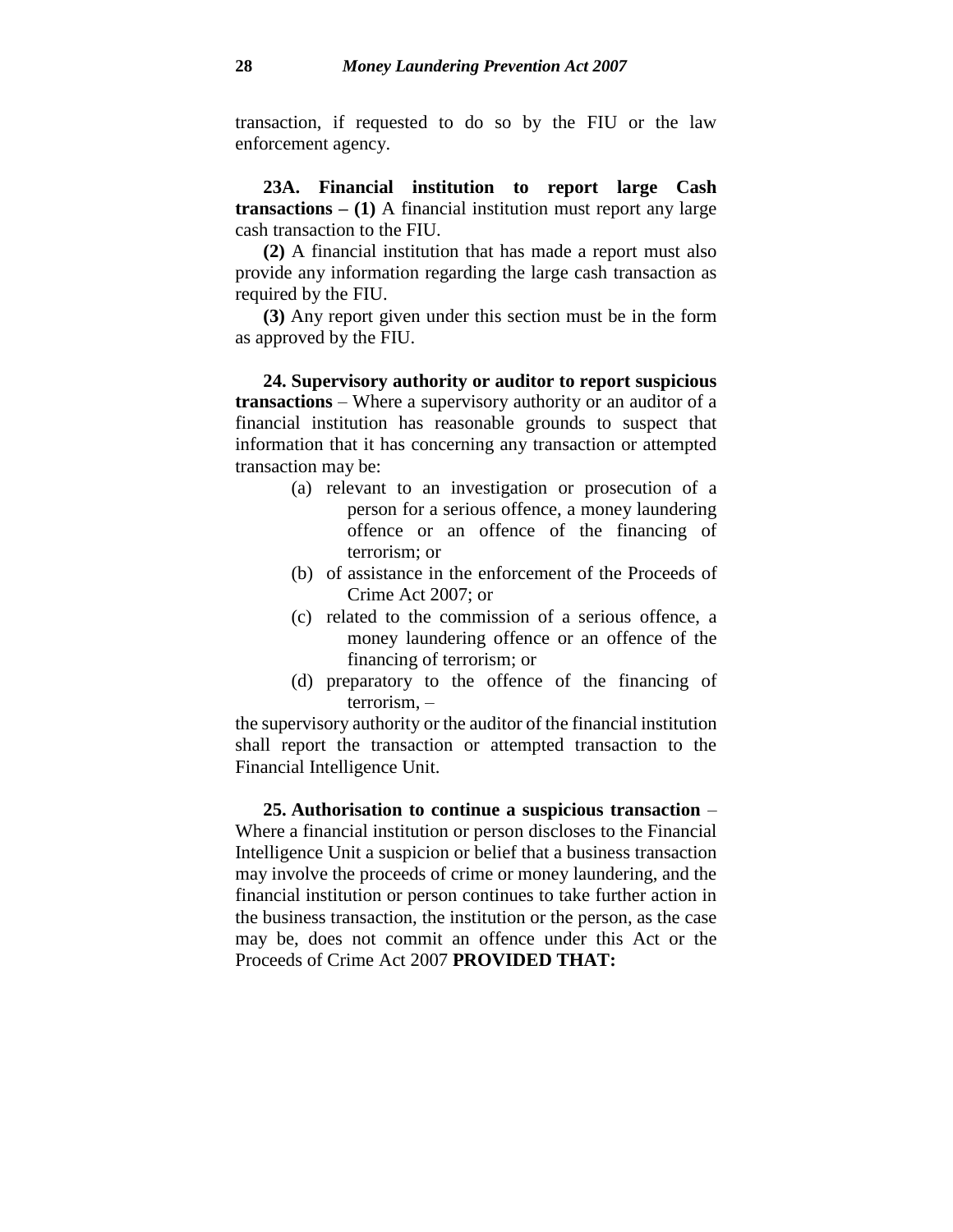transaction, if requested to do so by the FIU or the law enforcement agency.

**23A. Financial institution to report large Cash transactions – (1)** A financial institution must report any large cash transaction to the FIU.

**(2)** A financial institution that has made a report must also provide any information regarding the large cash transaction as required by the FIU.

**(3)** Any report given under this section must be in the form as approved by the FIU.

**24. Supervisory authority or auditor to report suspicious transactions** – Where a supervisory authority or an auditor of a financial institution has reasonable grounds to suspect that information that it has concerning any transaction or attempted transaction may be:

(a) relevant to an investigation or prosecution of a person for a serious offence, a money laundering offence or an offence of the financing of terrorism; or

(b) of assistance in the enforcement of the Proceeds of Crime Act 2007; or

(c) related to the commission of a serious offence, a money laundering offence or an offence of the financing of terrorism; or

(d) preparatory to the offence of the financing of terrorism, –

the supervisory authority or the auditor of the financial institution shall report the transaction or attempted transaction to the Financial Intelligence Unit.

**25. Authorisation to continue a suspicious transaction** – Where a financial institution or person discloses to the Financial Intelligence Unit a suspicion or belief that a business transaction may involve the proceeds of crime or money laundering, and the financial institution or person continues to take further action in the business transaction, the institution or the person, as the case may be, does not commit an offence under this Act or the Proceeds of Crime Act 2007 **PROVIDED THAT:**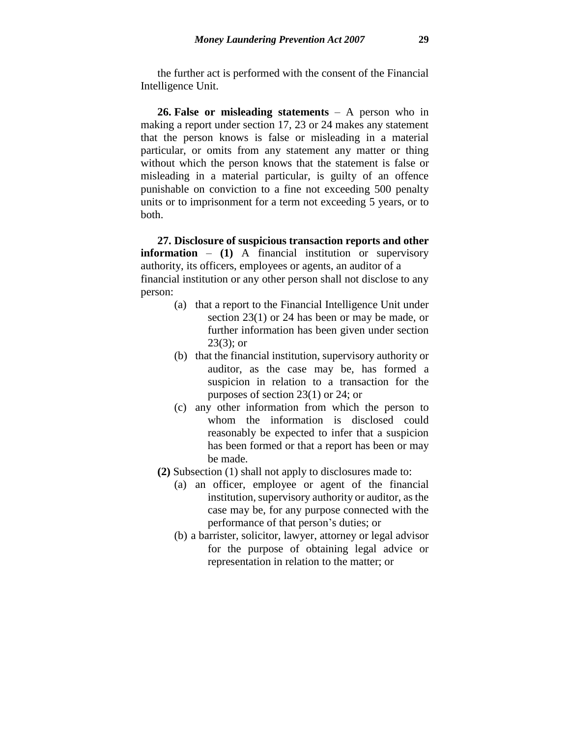the further act is performed with the consent of the Financial Intelligence Unit.

**26. False or misleading statements** – A person who in making a report under section 17, 23 or 24 makes any statement that the person knows is false or misleading in a material particular, or omits from any statement any matter or thing without which the person knows that the statement is false or misleading in a material particular, is guilty of an offence punishable on conviction to a fine not exceeding 500 penalty units or to imprisonment for a term not exceeding 5 years, or to both.

**27. Disclosure of suspicious transaction reports and other information** – **(1)** A financial institution or supervisory authority, its officers, employees or agents, an auditor of a financial institution or any other person shall not disclose to any person:

- (a) that a report to the Financial Intelligence Unit under section 23(1) or 24 has been or may be made, or further information has been given under section 23(3); or
- (b) that the financial institution, supervisory authority or auditor, as the case may be, has formed a suspicion in relation to a transaction for the purposes of section 23(1) or 24; or
- (c) any other information from which the person to whom the information is disclosed could reasonably be expected to infer that a suspicion has been formed or that a report has been or may be made.

**(2)** Subsection (1) shall not apply to disclosures made to:

- (a) an officer, employee or agent of the financial institution, supervisory authority or auditor, as the case may be, for any purpose connected with the performance of that person's duties; or
- (b) a barrister, solicitor, lawyer, attorney or legal advisor for the purpose of obtaining legal advice or representation in relation to the matter; or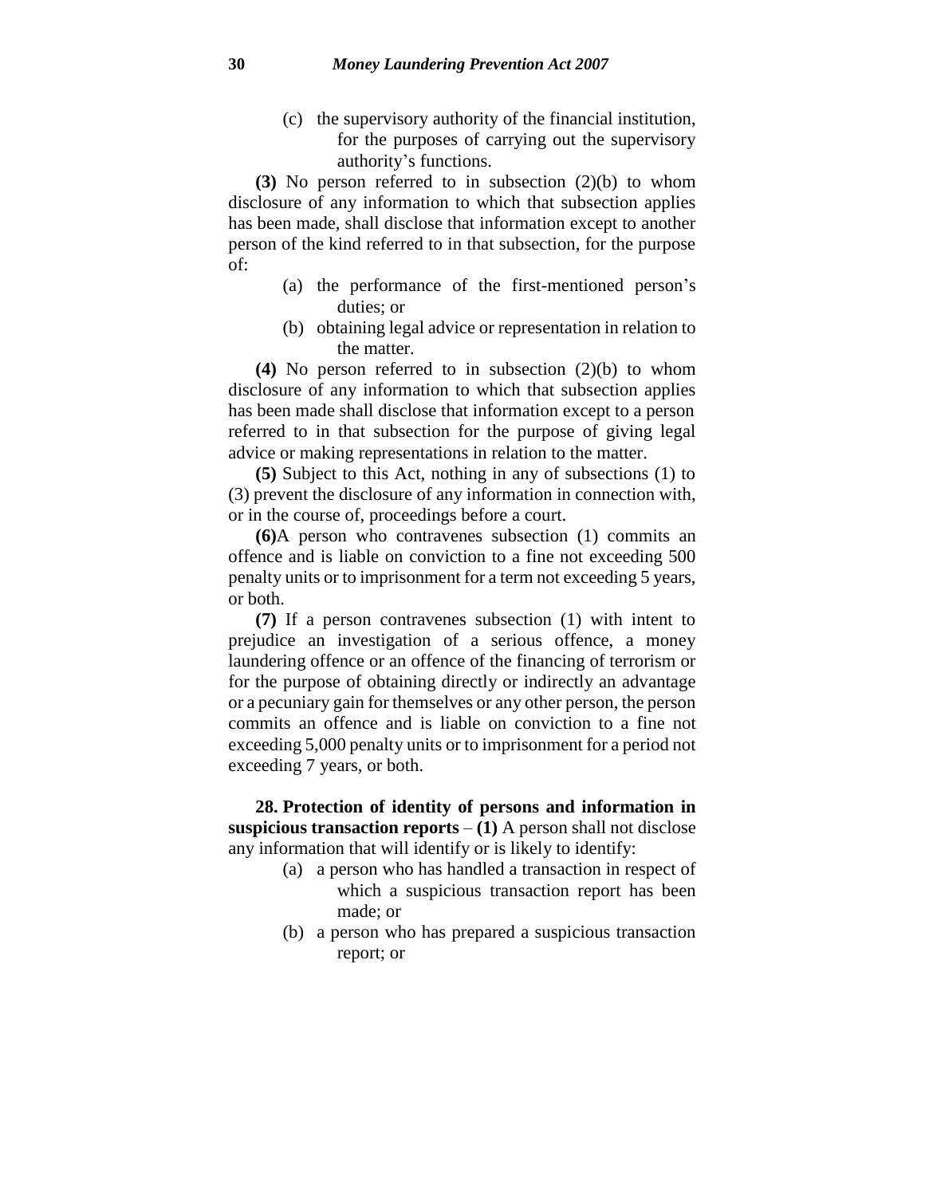(c) the supervisory authority of the financial institution, for the purposes of carrying out the supervisory authority's functions.

**(3)** No person referred to in subsection (2)(b) to whom disclosure of any information to which that subsection applies has been made, shall disclose that information except to another person of the kind referred to in that subsection, for the purpose of:

(a) the performance of the first-mentioned person's duties; or

(b) obtaining legal advice or representation in relation to the matter.

**(4)** No person referred to in subsection (2)(b) to whom disclosure of any information to which that subsection applies has been made shall disclose that information except to a person referred to in that subsection for the purpose of giving legal advice or making representations in relation to the matter.

**(5)** Subject to this Act, nothing in any of subsections (1) to (3) prevent the disclosure of any information in connection with, or in the course of, proceedings before a court.

**(6)**A person who contravenes subsection (1) commits an offence and is liable on conviction to a fine not exceeding 500 penalty units or to imprisonment for a term not exceeding 5 years, or both.

**(7)** If a person contravenes subsection (1) with intent to prejudice an investigation of a serious offence, a money laundering offence or an offence of the financing of terrorism or for the purpose of obtaining directly or indirectly an advantage or a pecuniary gain for themselves or any other person, the person commits an offence and is liable on conviction to a fine not exceeding 5,000 penalty units or to imprisonment for a period not exceeding 7 years, or both.

**28. Protection of identity of persons and information in suspicious transaction reports** – **(1)** A person shall not disclose any information that will identify or is likely to identify:

(a) a person who has handled a transaction in respect of which a suspicious transaction report has been made; or

(b) a person who has prepared a suspicious transaction report; or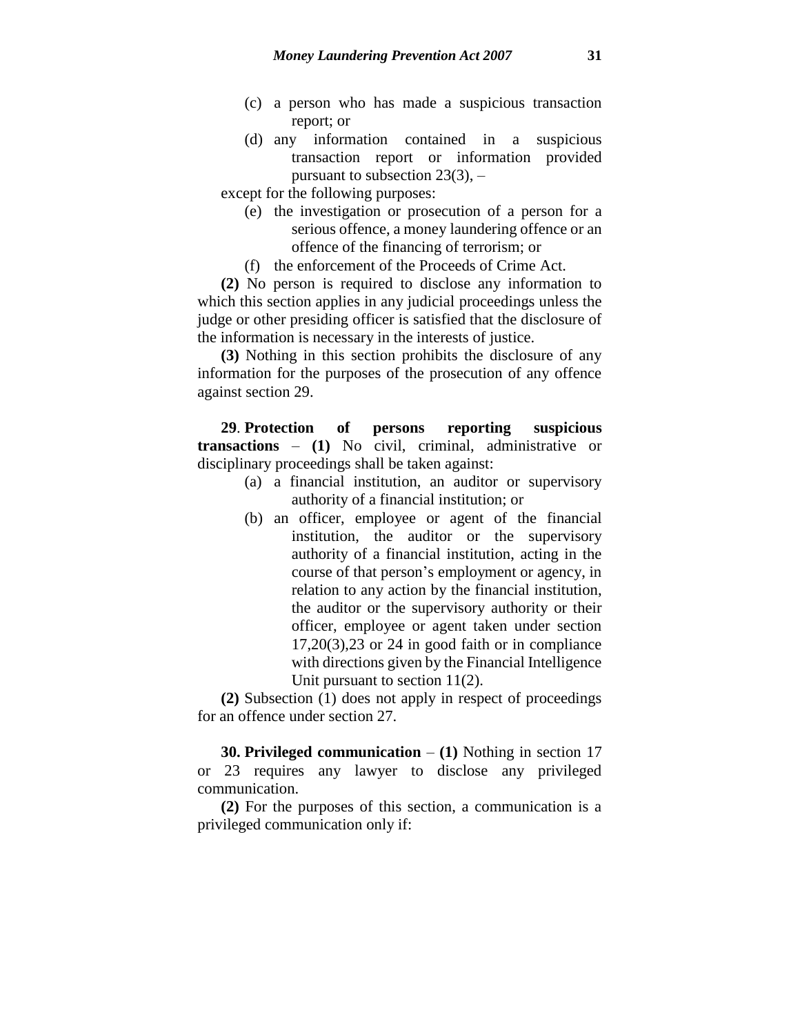(c) a person who has made a suspicious transaction report; or

(d) any information contained in a suspicious transaction report or information provided pursuant to subsection 23(3), –

except for the following purposes:

(e) the investigation or prosecution of a person for a serious offence, a money laundering offence or an offence of the financing of terrorism; or

(f) the enforcement of the Proceeds of Crime Act.

**(2)** No person is required to disclose any information to which this section applies in any judicial proceedings unless the judge or other presiding officer is satisfied that the disclosure of the information is necessary in the interests of justice.

**(3)** Nothing in this section prohibits the disclosure of any information for the purposes of the prosecution of any offence against section 29.

**29**. **Protection of persons reporting suspicious transactions** – **(1)** No civil, criminal, administrative or disciplinary proceedings shall be taken against:

(a) a financial institution, an auditor or supervisory authority of a financial institution; or

(b) an officer, employee or agent of the financial institution, the auditor or the supervisory authority of a financial institution, acting in the course of that person's employment or agency, in relation to any action by the financial institution, the auditor or the supervisory authority or their officer, employee or agent taken under section 17,20(3),23 or 24 in good faith or in compliance with directions given by the Financial Intelligence Unit pursuant to section 11(2).

**(2)** Subsection (1) does not apply in respect of proceedings for an offence under section 27.

**30. Privileged communication** – **(1)** Nothing in section 17 or 23 requires any lawyer to disclose any privileged communication.

**(2)** For the purposes of this section, a communication is a privileged communication only if: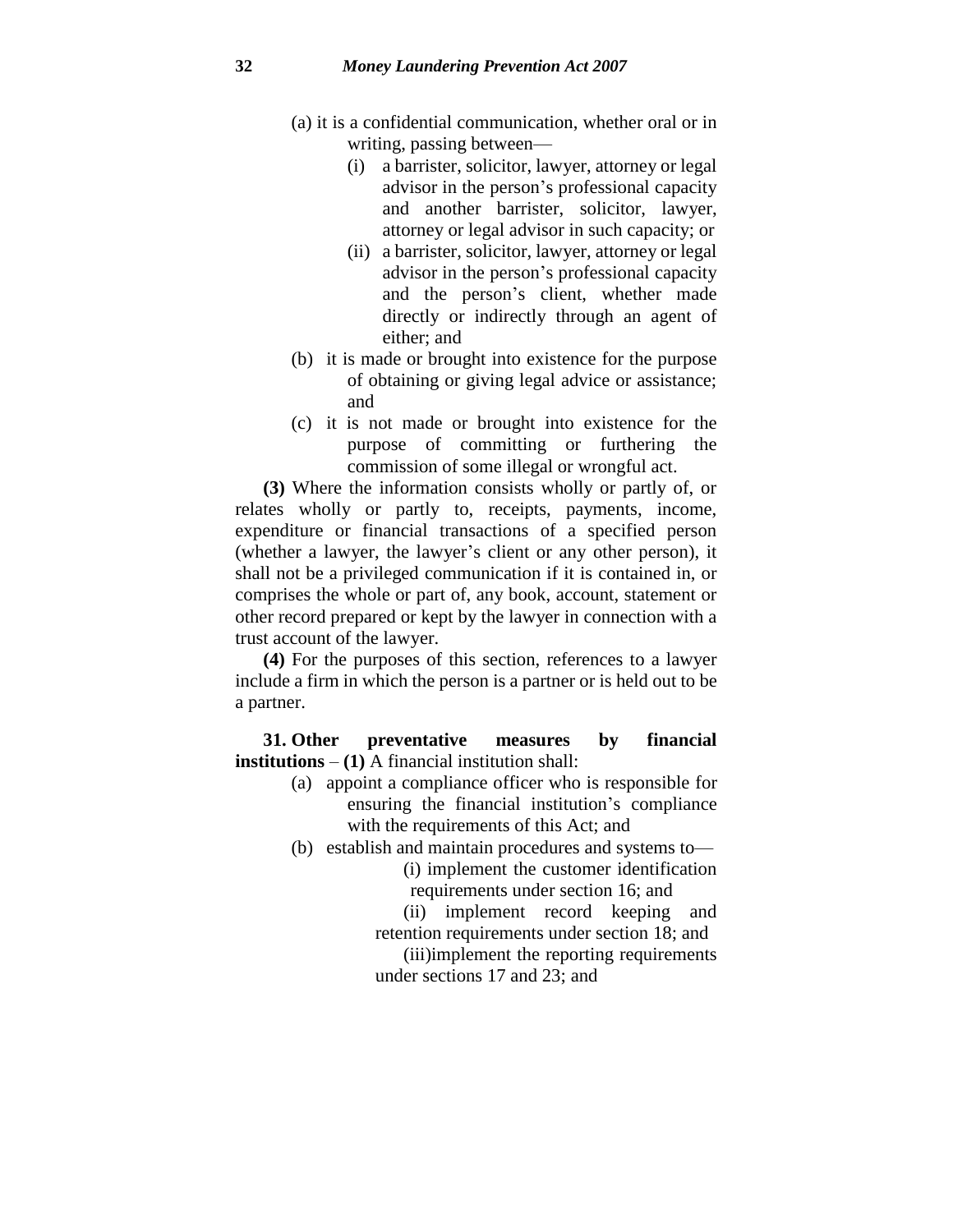(a) it is a confidential communication, whether oral or in writing, passing between—
   (i) a barrister, solicitor, lawyer, attorney or legal advisor in the person's professional capacity and another barrister, solicitor, lawyer, attorney or legal advisor in such capacity; or
   (ii) a barrister, solicitor, lawyer, attorney or legal advisor in the person's professional capacity and the person's client, whether made directly or indirectly through an agent of either; and

(b) it is made or brought into existence for the purpose of obtaining or giving legal advice or assistance; and

(c) it is not made or brought into existence for the purpose of committing or furthering the commission of some illegal or wrongful act.

**(3)** Where the information consists wholly or partly of, or relates wholly or partly to, receipts, payments, income, expenditure or financial transactions of a specified person (whether a lawyer, the lawyer's client or any other person), it shall not be a privileged communication if it is contained in, or comprises the whole or part of, any book, account, statement or other record prepared or kept by the lawyer in connection with a trust account of the lawyer.

**(4)** For the purposes of this section, references to a lawyer include a firm in which the person is a partner or is held out to be a partner.

**31. Other preventative measures by financial institutions** – **(1)** A financial institution shall:

(a) appoint a compliance officer who is responsible for ensuring the financial institution's compliance with the requirements of this Act; and

(b) establish and maintain procedures and systems to—
   (i) implement the customer identification requirements under section 16; and
   (ii) implement record keeping and retention requirements under section 18; and
   (iii) implement the reporting requirements under sections 17 and 23; and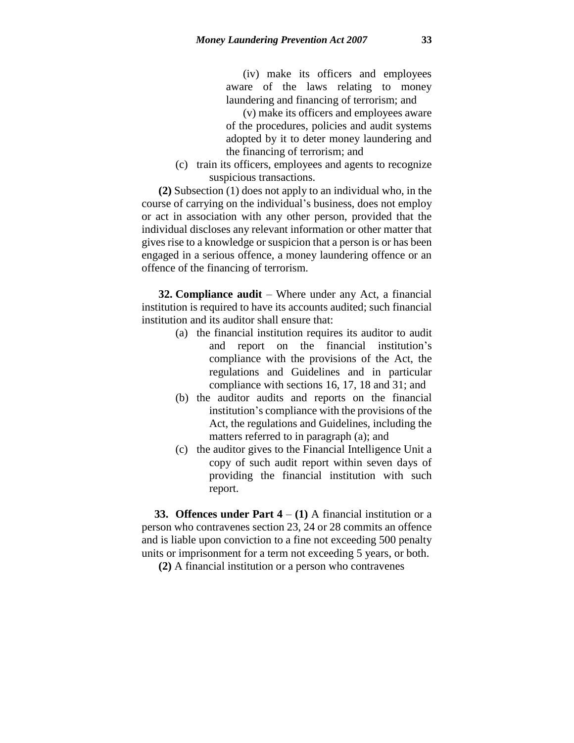(iv) make its officers and employees aware of the laws relating to money laundering and financing of terrorism; and

(v) make its officers and employees aware of the procedures, policies and audit systems adopted by it to deter money laundering and the financing of terrorism; and

(c) train its officers, employees and agents to recognize suspicious transactions.

**(2)** Subsection (1) does not apply to an individual who, in the course of carrying on the individual's business, does not employ or act in association with any other person, provided that the individual discloses any relevant information or other matter that gives rise to a knowledge or suspicion that a person is or has been engaged in a serious offence, a money laundering offence or an offence of the financing of terrorism.

**32. Compliance audit** – Where under any Act, a financial institution is required to have its accounts audited; such financial institution and its auditor shall ensure that:

(a) the financial institution requires its auditor to audit and report on the financial institution's compliance with the provisions of the Act, the regulations and Guidelines and in particular compliance with sections 16, 17, 18 and 31; and

(b) the auditor audits and reports on the financial institution's compliance with the provisions of the Act, the regulations and Guidelines, including the matters referred to in paragraph (a); and

(c) the auditor gives to the Financial Intelligence Unit a copy of such audit report within seven days of providing the financial institution with such report.

**33. Offences under Part 4** – **(1)** A financial institution or a person who contravenes section 23, 24 or 28 commits an offence and is liable upon conviction to a fine not exceeding 500 penalty units or imprisonment for a term not exceeding 5 years, or both.

**(2)** A financial institution or a person who contravenes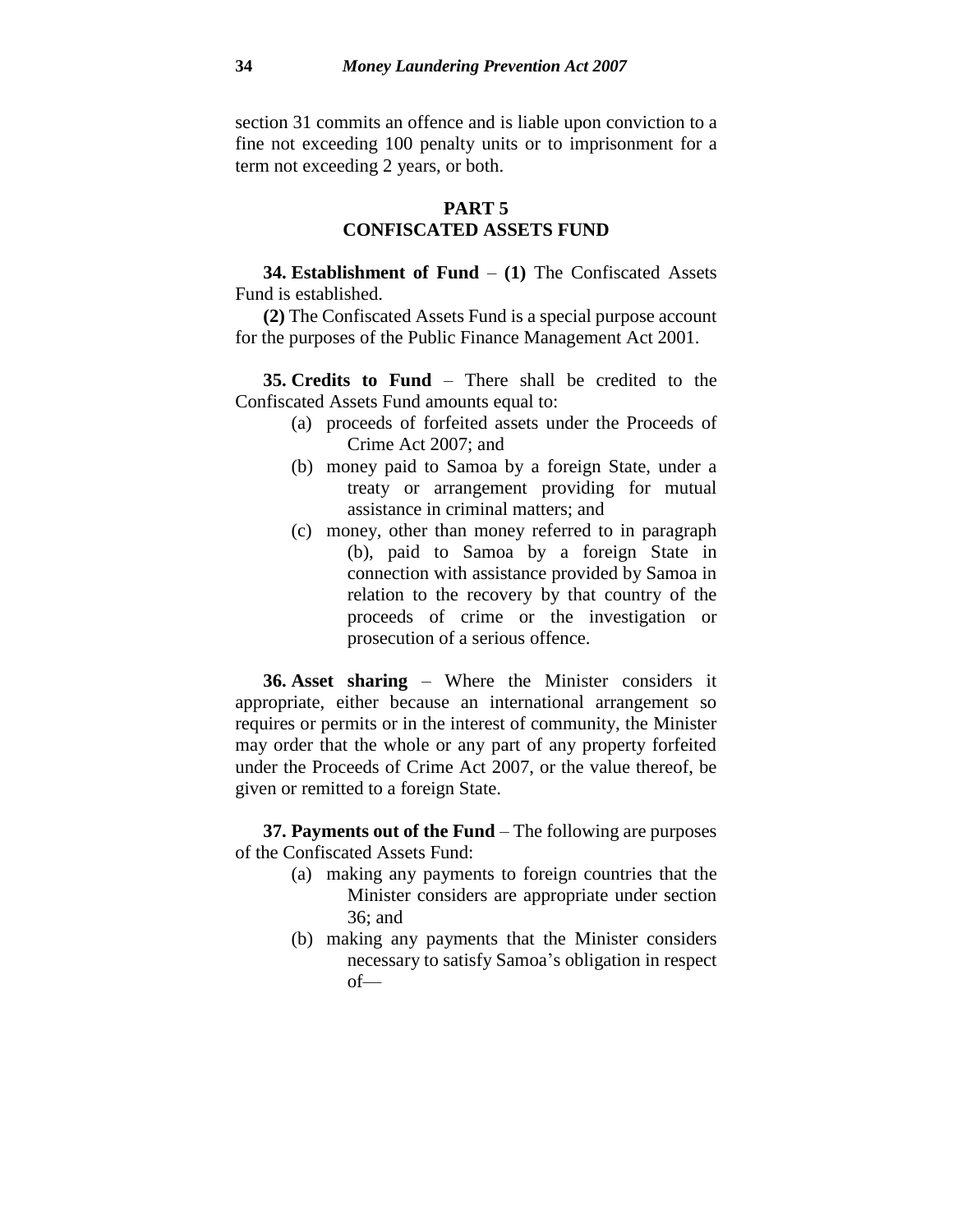section 31 commits an offence and is liable upon conviction to a fine not exceeding 100 penalty units or to imprisonment for a term not exceeding 2 years, or both.

## PART 5
## CONFISCATED ASSETS FUND

**34. Establishment of Fund** – **(1)** The Confiscated Assets Fund is established.

**(2)** The Confiscated Assets Fund is a special purpose account for the purposes of the Public Finance Management Act 2001.

**35. Credits to Fund** – There shall be credited to the Confiscated Assets Fund amounts equal to:

- (a) proceeds of forfeited assets under the Proceeds of Crime Act 2007; and
- (b) money paid to Samoa by a foreign State, under a treaty or arrangement providing for mutual assistance in criminal matters; and
- (c) money, other than money referred to in paragraph (b), paid to Samoa by a foreign State in connection with assistance provided by Samoa in relation to the recovery by that country of the proceeds of crime or the investigation or prosecution of a serious offence.

**36. Asset sharing** – Where the Minister considers it appropriate, either because an international arrangement so requires or permits or in the interest of community, the Minister may order that the whole or any part of any property forfeited under the Proceeds of Crime Act 2007, or the value thereof, be given or remitted to a foreign State.

**37. Payments out of the Fund** – The following are purposes of the Confiscated Assets Fund:

- (a) making any payments to foreign countries that the Minister considers are appropriate under section 36; and
- (b) making any payments that the Minister considers necessary to satisfy Samoa's obligation in respect of—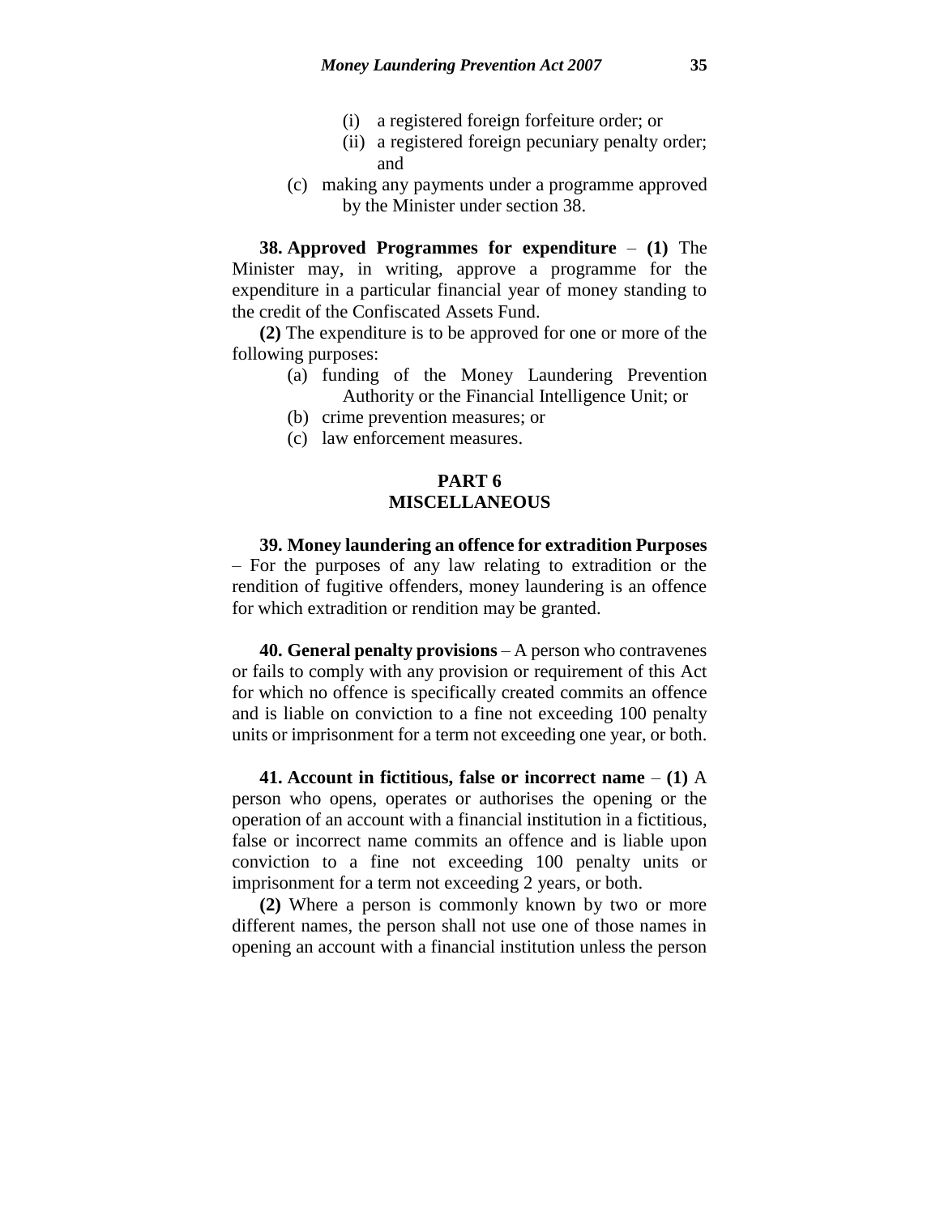(i) a registered foreign forfeiture order; or
(ii) a registered foreign pecuniary penalty order; and

(c) making any payments under a programme approved by the Minister under section 38.

**38. Approved Programmes for expenditure** – **(1)** The Minister may, in writing, approve a programme for the expenditure in a particular financial year of money standing to the credit of the Confiscated Assets Fund.

**(2)** The expenditure is to be approved for one or more of the following purposes:

(a) funding of the Money Laundering Prevention Authority or the Financial Intelligence Unit; or
(b) crime prevention measures; or
(c) law enforcement measures.

## PART 6
## MISCELLANEOUS

**39. Money laundering an offence for extradition Purposes** – For the purposes of any law relating to extradition or the rendition of fugitive offenders, money laundering is an offence for which extradition or rendition may be granted.

**40. General penalty provisions** – A person who contravenes or fails to comply with any provision or requirement of this Act for which no offence is specifically created commits an offence and is liable on conviction to a fine not exceeding 100 penalty units or imprisonment for a term not exceeding one year, or both.

**41. Account in fictitious, false or incorrect name** – **(1)** A person who opens, operates or authorises the opening or the operation of an account with a financial institution in a fictitious, false or incorrect name commits an offence and is liable upon conviction to a fine not exceeding 100 penalty units or imprisonment for a term not exceeding 2 years, or both.

**(2)** Where a person is commonly known by two or more different names, the person shall not use one of those names in opening an account with a financial institution unless the person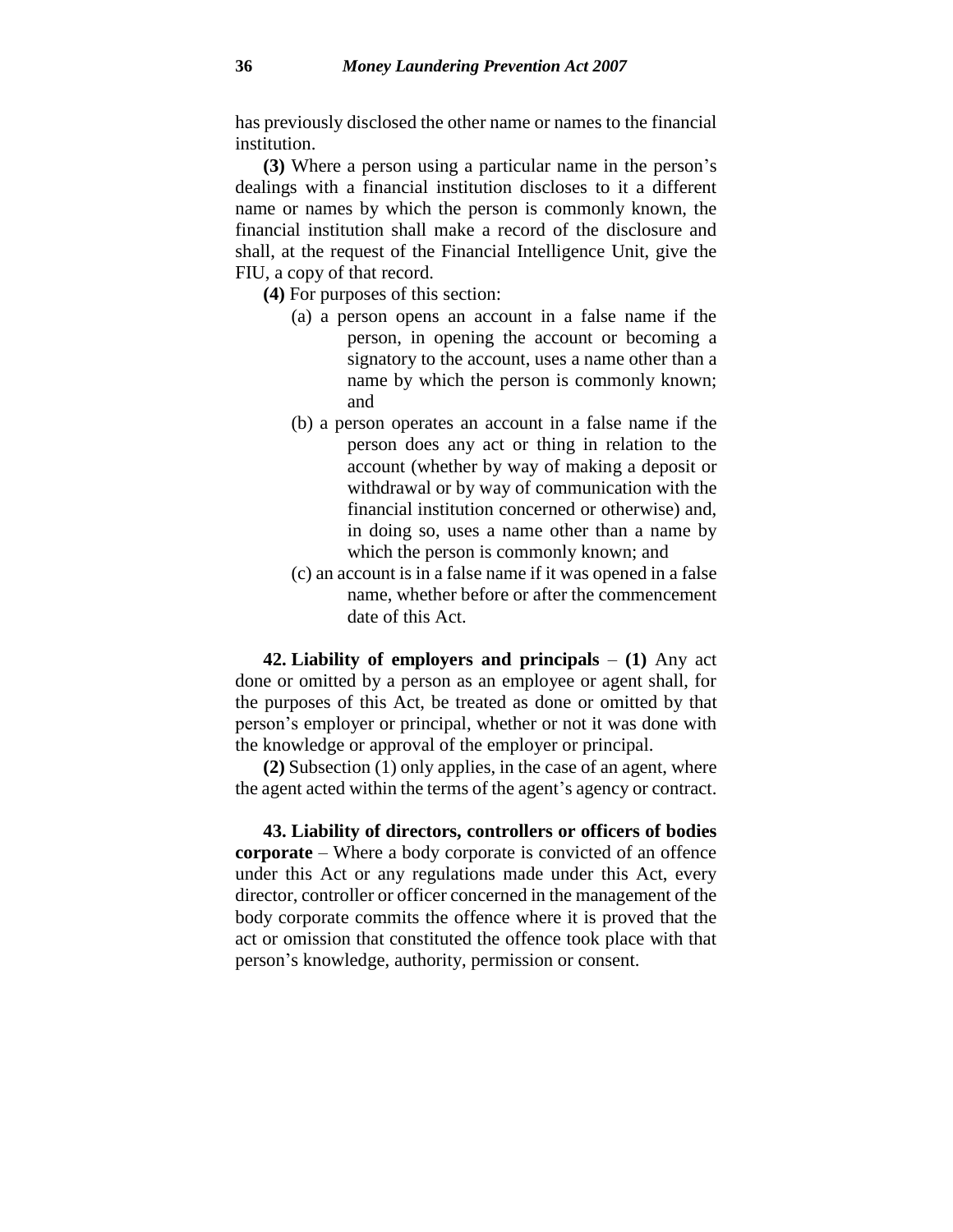has previously disclosed the other name or names to the financial institution.

**(3)** Where a person using a particular name in the person's dealings with a financial institution discloses to it a different name or names by which the person is commonly known, the financial institution shall make a record of the disclosure and shall, at the request of the Financial Intelligence Unit, give the FIU, a copy of that record.

**(4)** For purposes of this section:

- (a) a person opens an account in a false name if the person, in opening the account or becoming a signatory to the account, uses a name other than a name by which the person is commonly known; and
- (b) a person operates an account in a false name if the person does any act or thing in relation to the account (whether by way of making a deposit or withdrawal or by way of communication with the financial institution concerned or otherwise) and, in doing so, uses a name other than a name by which the person is commonly known; and
- (c) an account is in a false name if it was opened in a false name, whether before or after the commencement date of this Act.

**42. Liability of employers and principals** – **(1)** Any act done or omitted by a person as an employee or agent shall, for the purposes of this Act, be treated as done or omitted by that person's employer or principal, whether or not it was done with the knowledge or approval of the employer or principal.

**(2)** Subsection (1) only applies, in the case of an agent, where the agent acted within the terms of the agent's agency or contract.

**43. Liability of directors, controllers or officers of bodies corporate** – Where a body corporate is convicted of an offence under this Act or any regulations made under this Act, every director, controller or officer concerned in the management of the body corporate commits the offence where it is proved that the act or omission that constituted the offence took place with that person's knowledge, authority, permission or consent.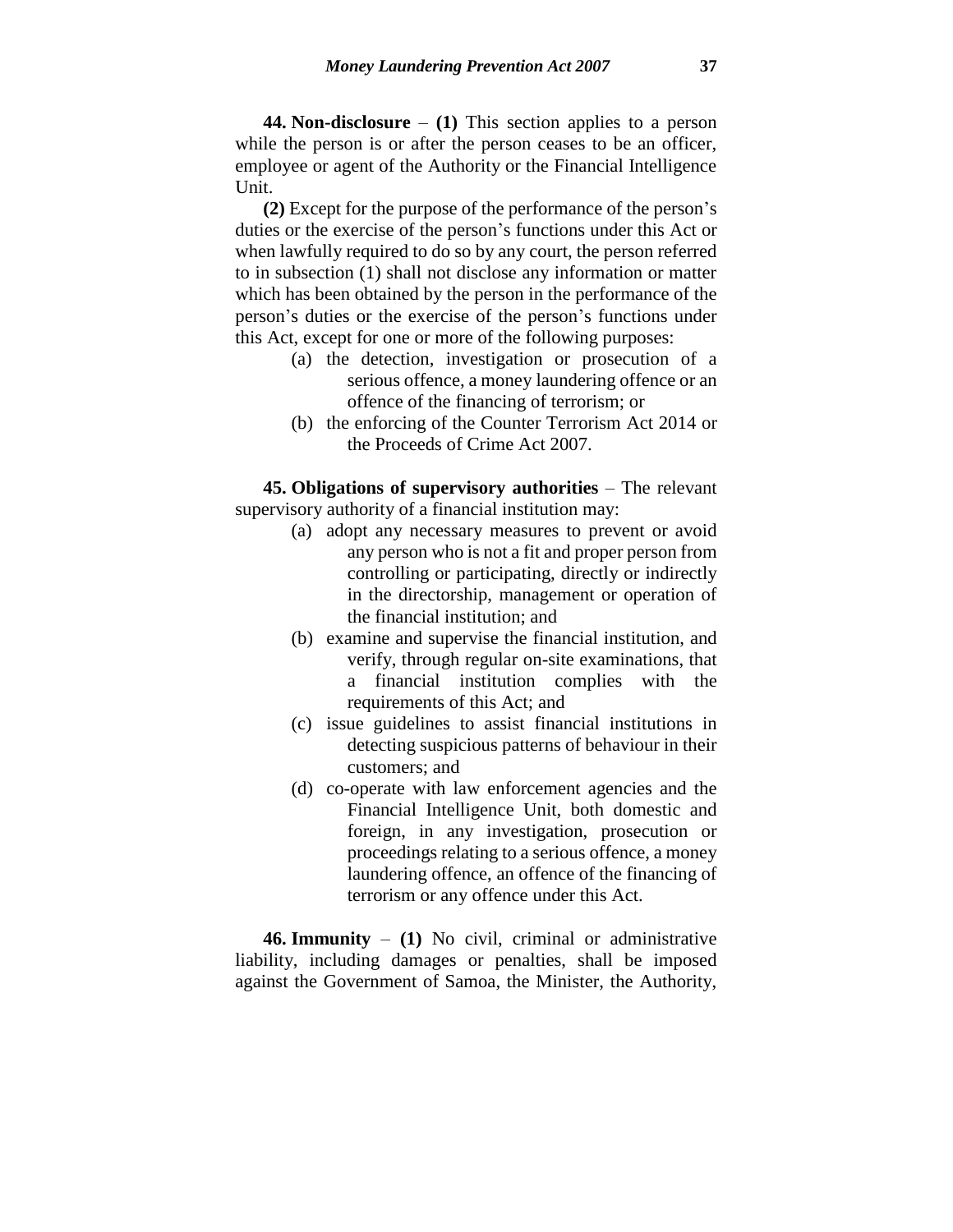**44. Non-disclosure** – **(1)** This section applies to a person while the person is or after the person ceases to be an officer, employee or agent of the Authority or the Financial Intelligence Unit.

**(2)** Except for the purpose of the performance of the person's duties or the exercise of the person's functions under this Act or when lawfully required to do so by any court, the person referred to in subsection (1) shall not disclose any information or matter which has been obtained by the person in the performance of the person's duties or the exercise of the person's functions under this Act, except for one or more of the following purposes:

- (a) the detection, investigation or prosecution of a serious offence, a money laundering offence or an offence of the financing of terrorism; or
- (b) the enforcing of the Counter Terrorism Act 2014 or the Proceeds of Crime Act 2007.

**45. Obligations of supervisory authorities** – The relevant supervisory authority of a financial institution may:

- (a) adopt any necessary measures to prevent or avoid any person who is not a fit and proper person from controlling or participating, directly or indirectly in the directorship, management or operation of the financial institution; and
- (b) examine and supervise the financial institution, and verify, through regular on-site examinations, that a financial institution complies with the requirements of this Act; and
- (c) issue guidelines to assist financial institutions in detecting suspicious patterns of behaviour in their customers; and
- (d) co-operate with law enforcement agencies and the Financial Intelligence Unit, both domestic and foreign, in any investigation, prosecution or proceedings relating to a serious offence, a money laundering offence, an offence of the financing of terrorism or any offence under this Act.

**46. Immunity** – **(1)** No civil, criminal or administrative liability, including damages or penalties, shall be imposed against the Government of Samoa, the Minister, the Authority,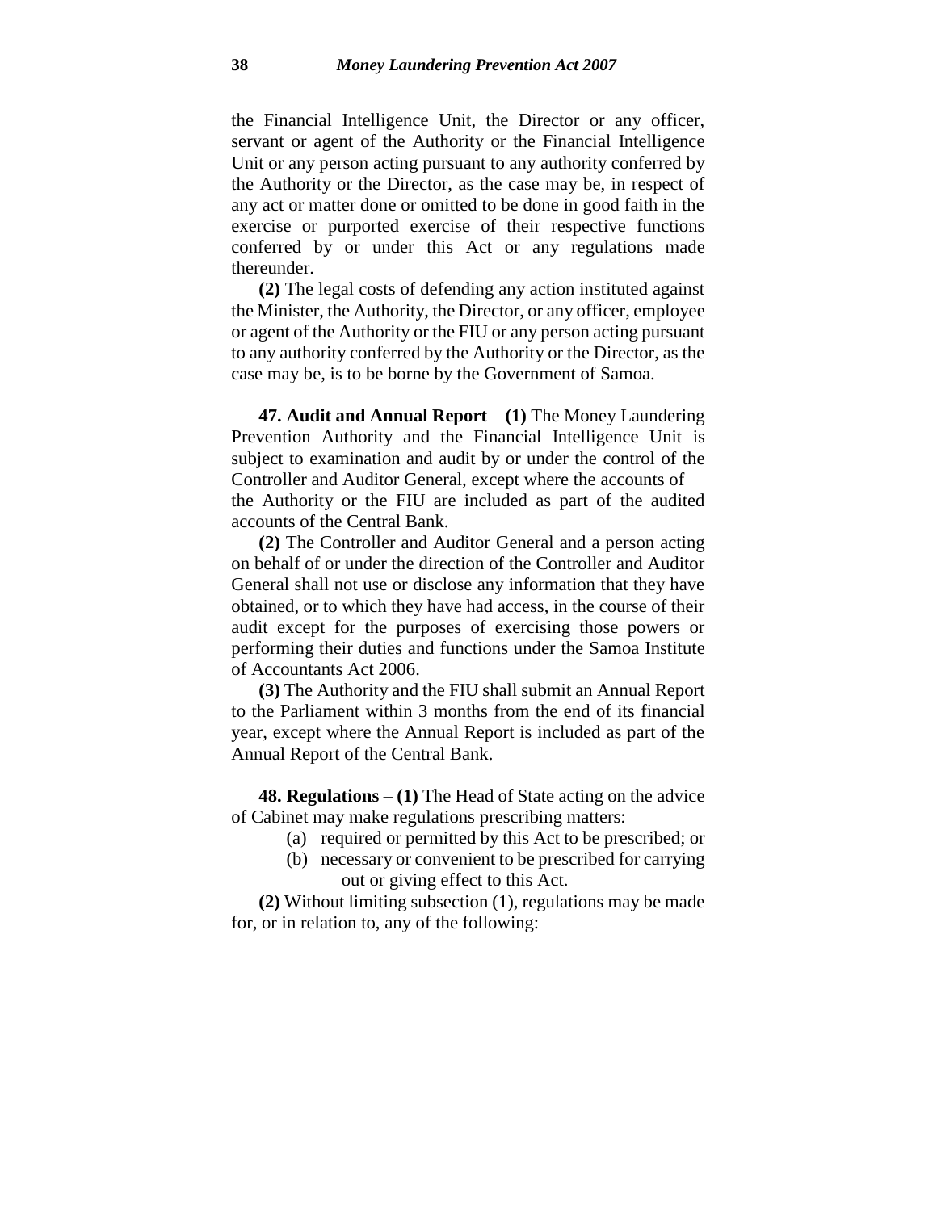the Financial Intelligence Unit, the Director or any officer, servant or agent of the Authority or the Financial Intelligence Unit or any person acting pursuant to any authority conferred by the Authority or the Director, as the case may be, in respect of any act or matter done or omitted to be done in good faith in the exercise or purported exercise of their respective functions conferred by or under this Act or any regulations made thereunder.

**(2)** The legal costs of defending any action instituted against the Minister, the Authority, the Director, or any officer, employee or agent of the Authority or the FIU or any person acting pursuant to any authority conferred by the Authority or the Director, as the case may be, is to be borne by the Government of Samoa.

**47. Audit and Annual Report** – **(1)** The Money Laundering Prevention Authority and the Financial Intelligence Unit is subject to examination and audit by or under the control of the Controller and Auditor General, except where the accounts of the Authority or the FIU are included as part of the audited accounts of the Central Bank.

**(2)** The Controller and Auditor General and a person acting on behalf of or under the direction of the Controller and Auditor General shall not use or disclose any information that they have obtained, or to which they have had access, in the course of their audit except for the purposes of exercising those powers or performing their duties and functions under the Samoa Institute of Accountants Act 2006.

**(3)** The Authority and the FIU shall submit an Annual Report to the Parliament within 3 months from the end of its financial year, except where the Annual Report is included as part of the Annual Report of the Central Bank.

**48. Regulations** – **(1)** The Head of State acting on the advice of Cabinet may make regulations prescribing matters:

(a) required or permitted by this Act to be prescribed; or

(b) necessary or convenient to be prescribed for carrying out or giving effect to this Act.

**(2)** Without limiting subsection (1), regulations may be made for, or in relation to, any of the following: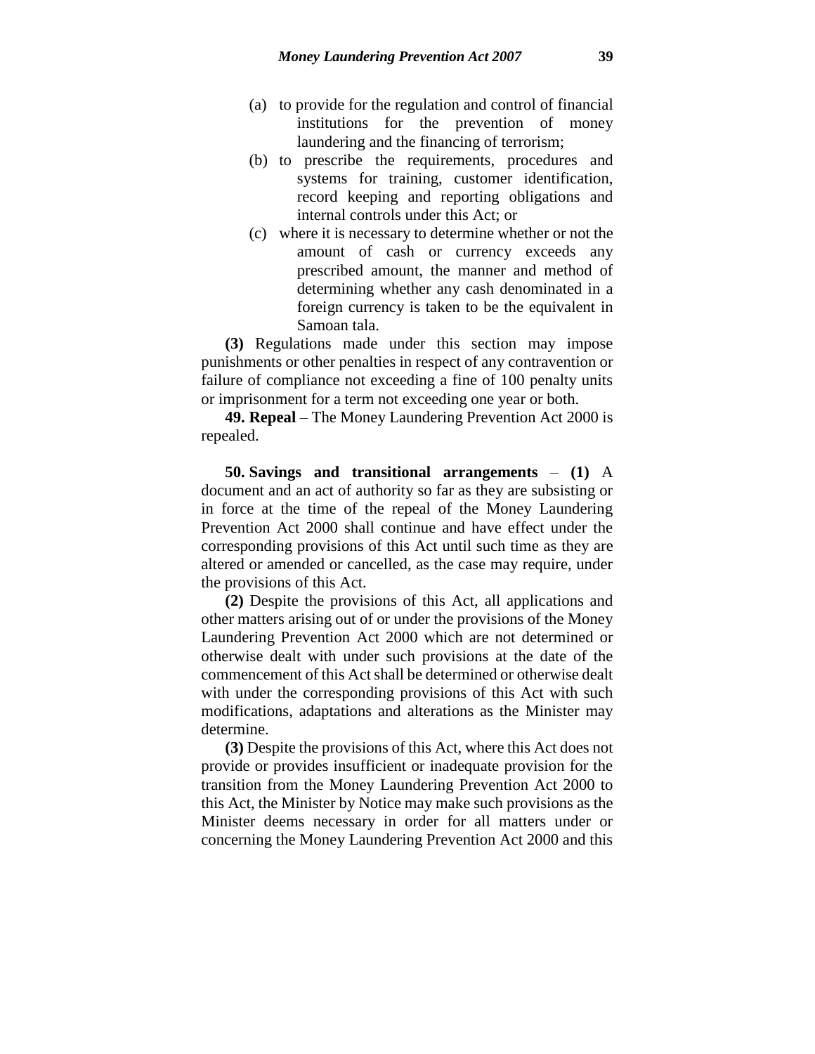(a) to provide for the regulation and control of financial institutions for the prevention of money laundering and the financing of terrorism;

(b) to prescribe the requirements, procedures and systems for training, customer identification, record keeping and reporting obligations and internal controls under this Act; or

(c) where it is necessary to determine whether or not the amount of cash or currency exceeds any prescribed amount, the manner and method of determining whether any cash denominated in a foreign currency is taken to be the equivalent in Samoan tala.

**(3)** Regulations made under this section may impose punishments or other penalties in respect of any contravention or failure of compliance not exceeding a fine of 100 penalty units or imprisonment for a term not exceeding one year or both.

**49. Repeal** – The Money Laundering Prevention Act 2000 is repealed.

**50. Savings and transitional arrangements** – **(1)** A document and an act of authority so far as they are subsisting or in force at the time of the repeal of the Money Laundering Prevention Act 2000 shall continue and have effect under the corresponding provisions of this Act until such time as they are altered or amended or cancelled, as the case may require, under the provisions of this Act.

**(2)** Despite the provisions of this Act, all applications and other matters arising out of or under the provisions of the Money Laundering Prevention Act 2000 which are not determined or otherwise dealt with under such provisions at the date of the commencement of this Act shall be determined or otherwise dealt with under the corresponding provisions of this Act with such modifications, adaptations and alterations as the Minister may determine.

**(3)** Despite the provisions of this Act, where this Act does not provide or provides insufficient or inadequate provision for the transition from the Money Laundering Prevention Act 2000 to this Act, the Minister by Notice may make such provisions as the Minister deems necessary in order for all matters under or concerning the Money Laundering Prevention Act 2000 and this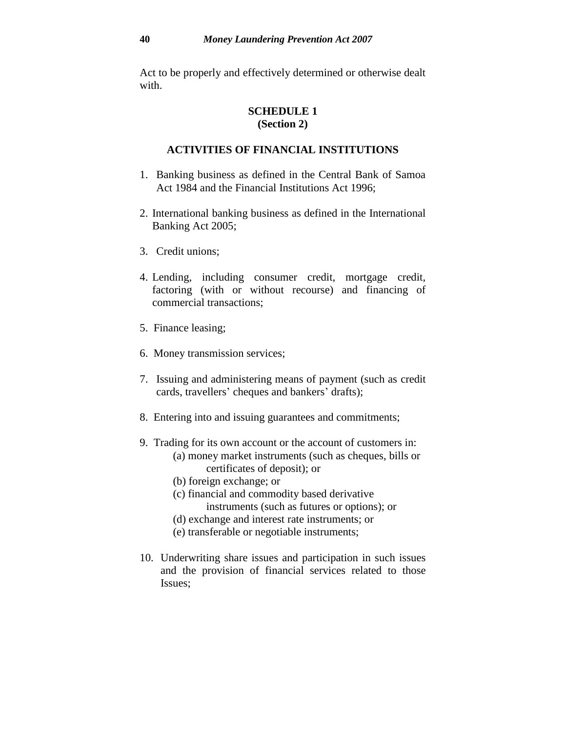Act to be properly and effectively determined or otherwise dealt with.

## SCHEDULE 1
**(Section 2)**

### ACTIVITIES OF FINANCIAL INSTITUTIONS

1. Banking business as defined in the Central Bank of Samoa Act 1984 and the Financial Institutions Act 1996;

2. International banking business as defined in the International Banking Act 2005;

3. Credit unions;

4. Lending, including consumer credit, mortgage credit, factoring (with or without recourse) and financing of commercial transactions;

5. Finance leasing;

6. Money transmission services;

7. Issuing and administering means of payment (such as credit cards, travellers' cheques and bankers' drafts);

8. Entering into and issuing guarantees and commitments;

9. Trading for its own account or the account of customers in:
   - (a) money market instruments (such as cheques, bills or certificates of deposit); or
   - (b) foreign exchange; or
   - (c) financial and commodity based derivative instruments (such as futures or options); or
   - (d) exchange and interest rate instruments; or
   - (e) transferable or negotiable instruments;

10. Underwriting share issues and participation in such issues and the provision of financial services related to those Issues;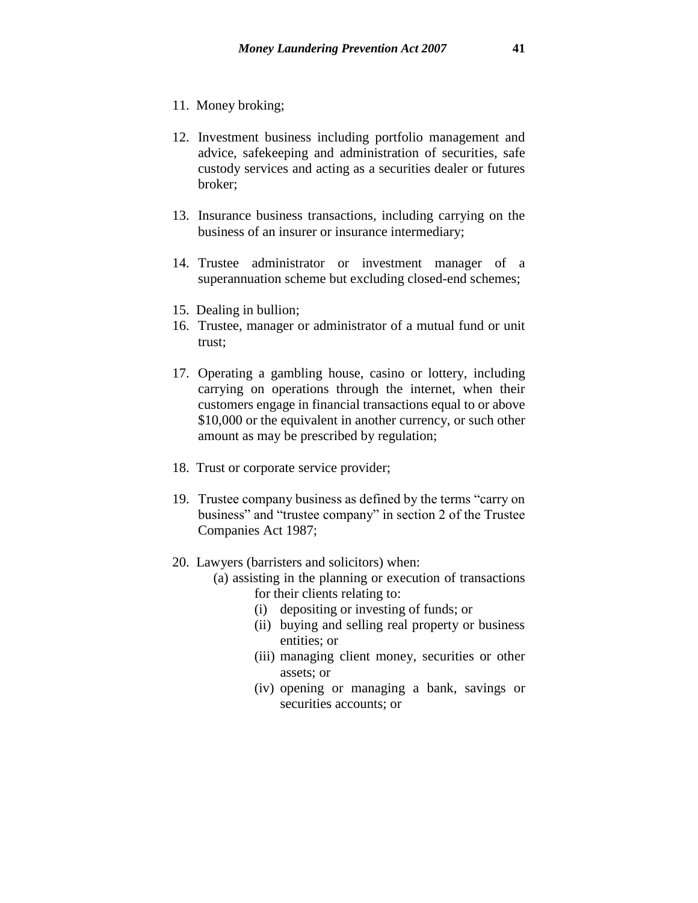11. Money broking;

12. Investment business including portfolio management and advice, safekeeping and administration of securities, safe custody services and acting as a securities dealer or futures broker;

13. Insurance business transactions, including carrying on the business of an insurer or insurance intermediary;

14. Trustee administrator or investment manager of a superannuation scheme but excluding closed-end schemes;

15. Dealing in bullion;

16. Trustee, manager or administrator of a mutual fund or unit trust;

17. Operating a gambling house, casino or lottery, including carrying on operations through the internet, when their customers engage in financial transactions equal to or above $10,000 or the equivalent in another currency, or such other amount as may be prescribed by regulation;

18. Trust or corporate service provider;

19. Trustee company business as defined by the terms "carry on business" and "trustee company" in section 2 of the Trustee Companies Act 1987;

20. Lawyers (barristers and solicitors) when:
    - (a) assisting in the planning or execution of transactions for their clients relating to:
        - (i) depositing or investing of funds; or
        - (ii) buying and selling real property or business entities; or
        - (iii) managing client money, securities or other assets; or
        - (iv) opening or managing a bank, savings or securities accounts; or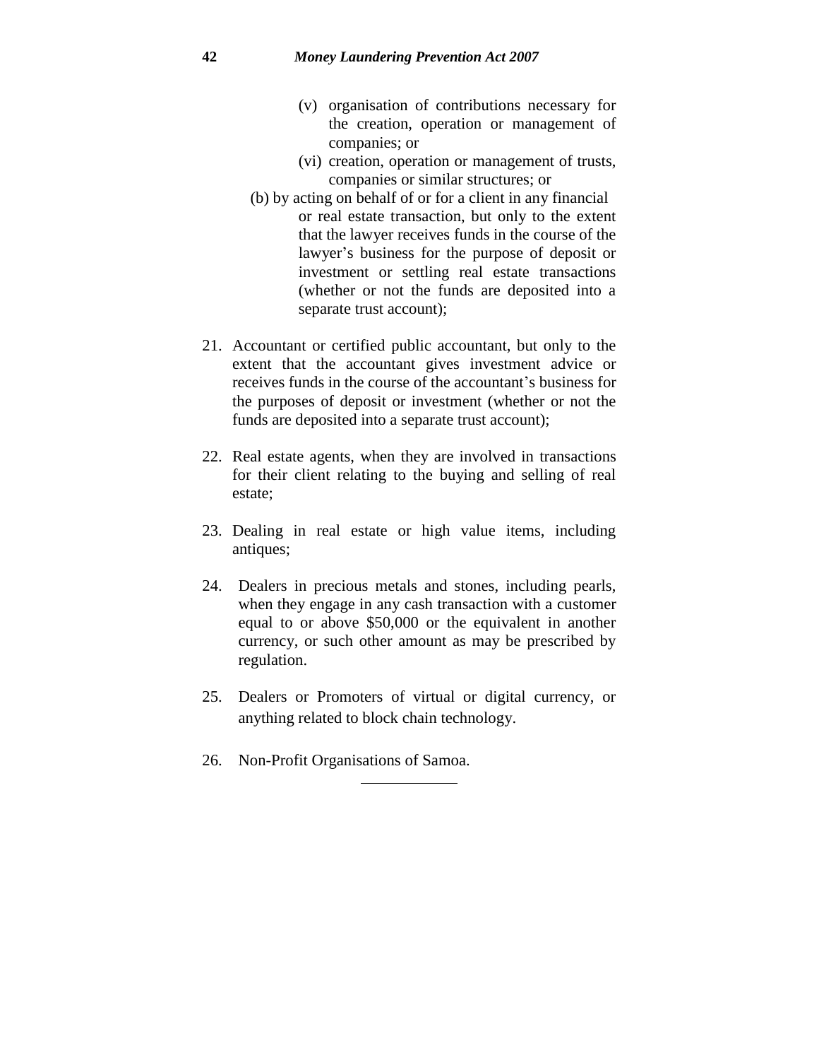(v) organisation of contributions necessary for the creation, operation or management of companies; or

(vi) creation, operation or management of trusts, companies or similar structures; or

(b) by acting on behalf of or for a client in any financial or real estate transaction, but only to the extent that the lawyer receives funds in the course of the lawyer's business for the purpose of deposit or investment or settling real estate transactions (whether or not the funds are deposited into a separate trust account);

21. Accountant or certified public accountant, but only to the extent that the accountant gives investment advice or receives funds in the course of the accountant's business for the purposes of deposit or investment (whether or not the funds are deposited into a separate trust account);

22. Real estate agents, when they are involved in transactions for their client relating to the buying and selling of real estate;

23. Dealing in real estate or high value items, including antiques;

24. Dealers in precious metals and stones, including pearls, when they engage in any cash transaction with a customer equal to or above $50,000 or the equivalent in another currency, or such other amount as may be prescribed by regulation.

25. Dealers or Promoters of virtual or digital currency, or anything related to block chain technology.

26. Non-Profit Organisations of Samoa.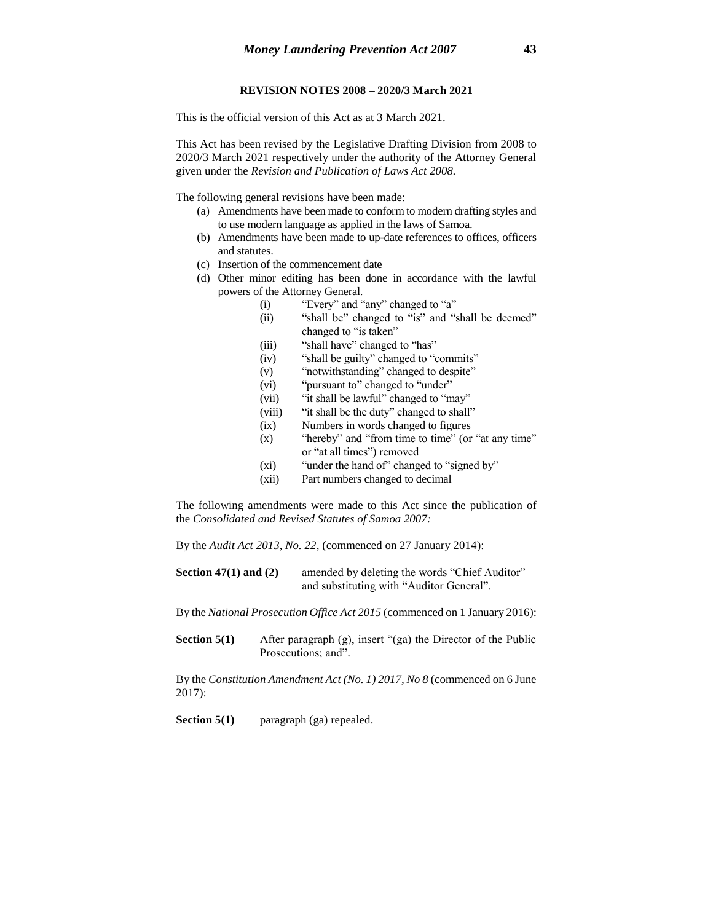**REVISION NOTES 2008 – 2020/3 March 2021**

This is the official version of this Act as at 3 March 2021.

This Act has been revised by the Legislative Drafting Division from 2008 to 2020/3 March 2021 respectively under the authority of the Attorney General given under the *Revision and Publication of Laws Act 2008.*

The following general revisions have been made:

(a) Amendments have been made to conform to modern drafting styles and to use modern language as applied in the laws of Samoa.
(b) Amendments have been made to up-date references to offices, officers and statutes.
(c) Insertion of the commencement date
(d) Other minor editing has been done in accordance with the lawful powers of the Attorney General.
    - (i) "Every" and "any" changed to "a"
    - (ii) "shall be" changed to "is" and "shall be deemed" changed to "is taken"
    - (iii) "shall have" changed to "has"
    - (iv) "shall be guilty" changed to "commits"
    - (v) "notwithstanding" changed to despite"
    - (vi) "pursuant to" changed to "under"
    - (vii) "it shall be lawful" changed to "may"
    - (viii) "it shall be the duty" changed to shall"
    - (ix) Numbers in words changed to figures
    - (x) "hereby" and "from time to time" (or "at any time" or "at all times") removed
    - (xi) "under the hand of" changed to "signed by"
    - (xii) Part numbers changed to decimal

The following amendments were made to this Act since the publication of the *Consolidated and Revised Statutes of Samoa 2007:*

By the *Audit Act 2013, No. 22,* (commenced on 27 January 2014):

**Section 47(1) and (2)** amended by deleting the words "Chief Auditor" and substituting with "Auditor General".

By the *National Prosecution Office Act 2015* (commenced on 1 January 2016):

**Section 5(1)** After paragraph (g), insert "(ga) the Director of the Public Prosecutions; and".

By the *Constitution Amendment Act (No. 1) 2017, No 8* (commenced on 6 June 2017):

**Section 5(1)** paragraph (ga) repealed.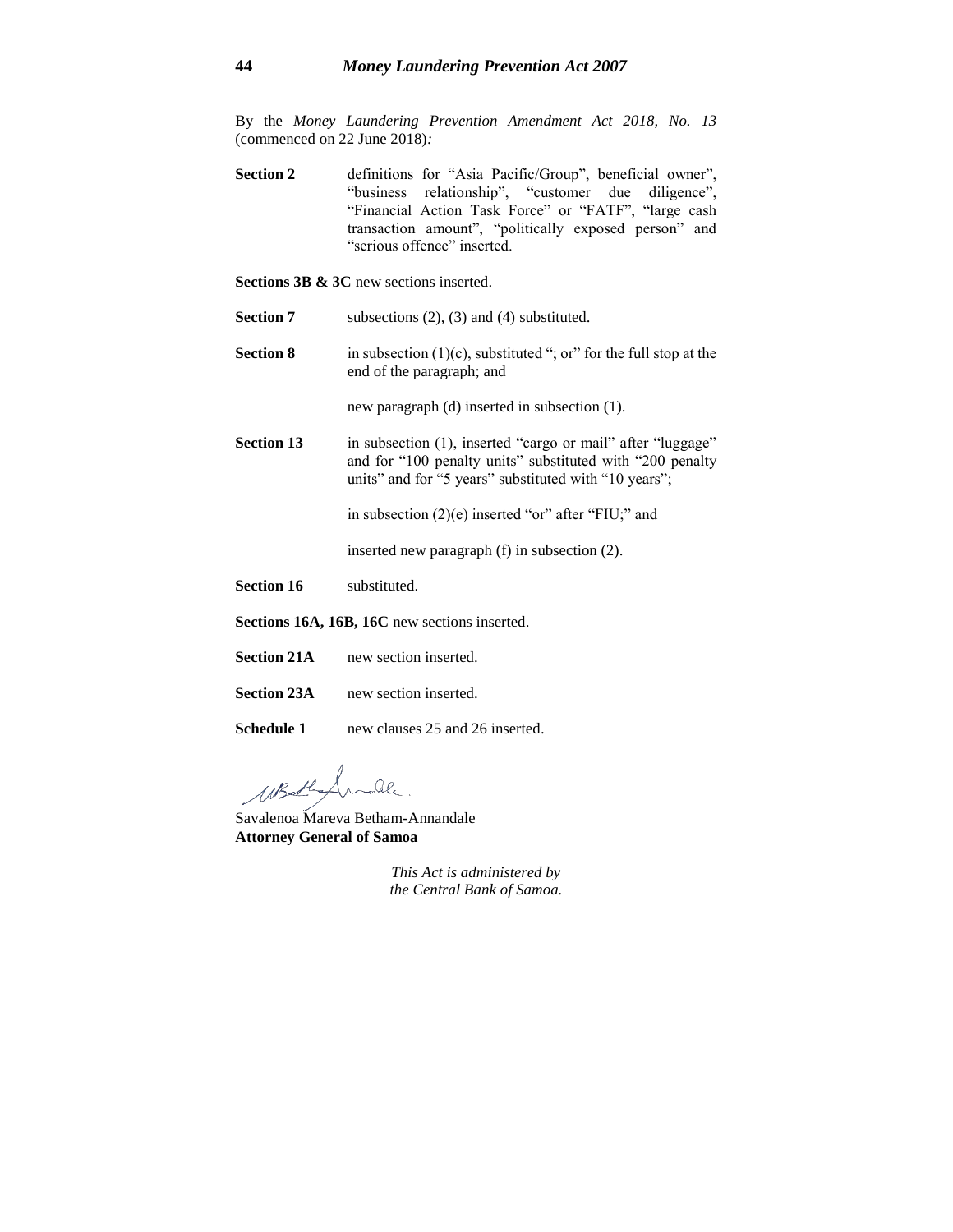By the *Money Laundering Prevention Amendment Act 2018, No. 13* (commenced on 22 June 2018)*:*

| | |
|---|---|
| **Section 2** | definitions for "Asia Pacific/Group", beneficial owner", "business relationship", "customer due diligence", "Financial Action Task Force" or "FATF", "large cash transaction amount", "politically exposed person" and "serious offence" inserted. |

**Sections 3B & 3C** new sections inserted.

| | |
|---|---|
| **Section 7** | subsections (2), (3) and (4) substituted. |
| **Section 8** | in subsection (1)(c), substituted "; or" for the full stop at the end of the paragraph; and<br><br>new paragraph (d) inserted in subsection (1). |
| **Section 13** | in subsection (1), inserted "cargo or mail" after "luggage" and for "100 penalty units" substituted with "200 penalty units" and for "5 years" substituted with "10 years";<br><br>in subsection (2)(e) inserted "or" after "FIU;" and<br><br>inserted new paragraph (f) in subsection (2). |
| **Section 16** | substituted. |

**Sections 16A, 16B, 16C** new sections inserted.

| | |
|---|---|
| **Section 21A** | new section inserted. |
| **Section 23A** | new section inserted. |
| **Schedule 1** | new clauses 25 and 26 inserted. |

Savalenoa Mareva Betham-Annandale
**Attorney General of Samoa**

*This Act is administered by the Central Bank of Samoa.*